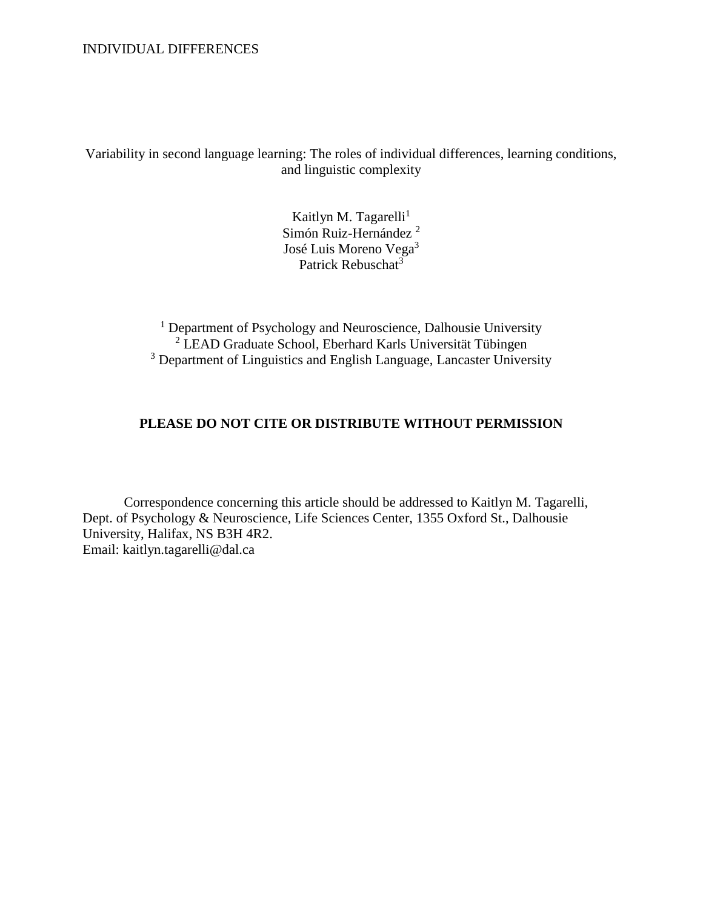# Variability in second language learning: The roles of individual differences, learning conditions, and linguistic complexity

Kaitlyn M. Tagarelli[1]
Simón Ruiz-Hernández [2]
José Luis Moreno Vega[3]
Patrick Rebuschat[3]

[1] Department of Psychology and Neuroscience, Dalhousie University
[2] LEAD Graduate School, Eberhard Karls Universität Tübingen
[3] Department of Linguistics and English Language, Lancaster University

**PLEASE DO NOT CITE OR DISTRIBUTE WITHOUT PERMISSION**

Correspondence concerning this article should be addressed to Kaitlyn M. Tagarelli, Dept. of Psychology & Neuroscience, Life Sciences Center, 1355 Oxford St., Dalhousie University, Halifax, NS B3H 4R2.
Email: kaitlyn.tagarelli@dal.ca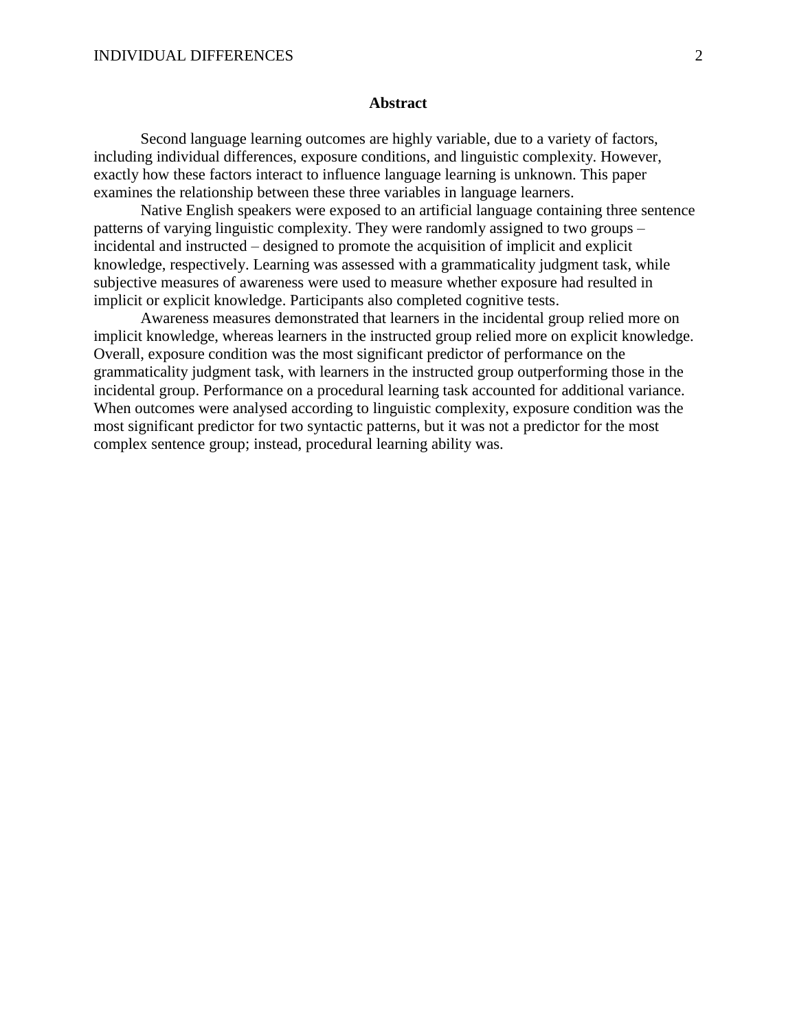# Abstract

Second language learning outcomes are highly variable, due to a variety of factors, including individual differences, exposure conditions, and linguistic complexity. However, exactly how these factors interact to influence language learning is unknown. This paper examines the relationship between these three variables in language learners.

Native English speakers were exposed to an artificial language containing three sentence patterns of varying linguistic complexity. They were randomly assigned to two groups – incidental and instructed – designed to promote the acquisition of implicit and explicit knowledge, respectively. Learning was assessed with a grammaticality judgment task, while subjective measures of awareness were used to measure whether exposure had resulted in implicit or explicit knowledge. Participants also completed cognitive tests.

Awareness measures demonstrated that learners in the incidental group relied more on implicit knowledge, whereas learners in the instructed group relied more on explicit knowledge. Overall, exposure condition was the most significant predictor of performance on the grammaticality judgment task, with learners in the instructed group outperforming those in the incidental group. Performance on a procedural learning task accounted for additional variance. When outcomes were analysed according to linguistic complexity, exposure condition was the most significant predictor for two syntactic patterns, but it was not a predictor for the most complex sentence group; instead, procedural learning ability was.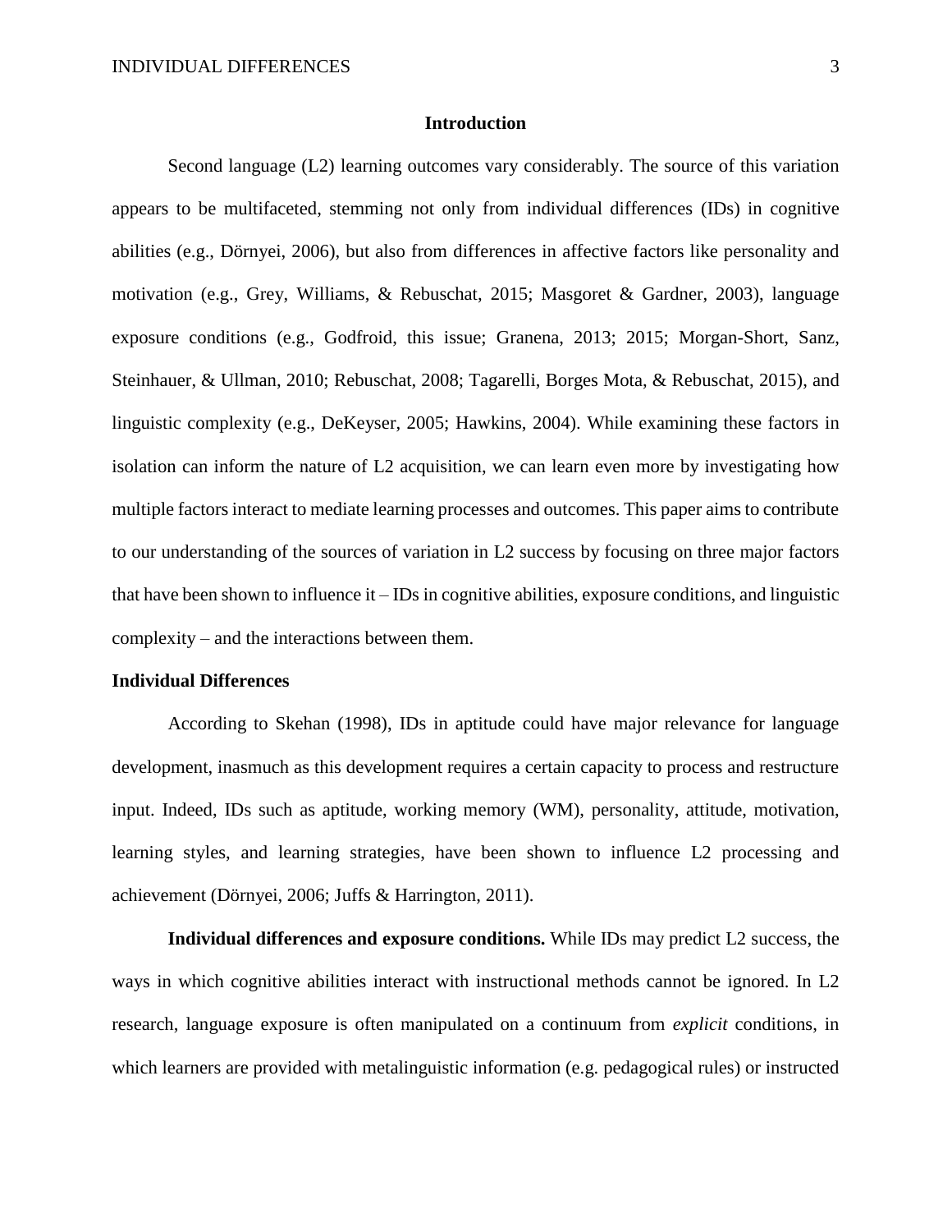## Introduction

Second language (L2) learning outcomes vary considerably. The source of this variation appears to be multifaceted, stemming not only from individual differences (IDs) in cognitive abilities (e.g., Dörnyei, 2006), but also from differences in affective factors like personality and motivation (e.g., Grey, Williams, & Rebuschat, 2015; Masgoret & Gardner, 2003), language exposure conditions (e.g., Godfroid, this issue; Granena, 2013; 2015; Morgan-Short, Sanz, Steinhauer, & Ullman, 2010; Rebuschat, 2008; Tagarelli, Borges Mota, & Rebuschat, 2015), and linguistic complexity (e.g., DeKeyser, 2005; Hawkins, 2004). While examining these factors in isolation can inform the nature of L2 acquisition, we can learn even more by investigating how multiple factors interact to mediate learning processes and outcomes. This paper aims to contribute to our understanding of the sources of variation in L2 success by focusing on three major factors that have been shown to influence it – IDs in cognitive abilities, exposure conditions, and linguistic complexity – and the interactions between them.

### Individual Differences

According to Skehan (1998), IDs in aptitude could have major relevance for language development, inasmuch as this development requires a certain capacity to process and restructure input. Indeed, IDs such as aptitude, working memory (WM), personality, attitude, motivation, learning styles, and learning strategies, have been shown to influence L2 processing and achievement (Dörnyei, 2006; Juffs & Harrington, 2011).

**Individual differences and exposure conditions.** While IDs may predict L2 success, the ways in which cognitive abilities interact with instructional methods cannot be ignored. In L2 research, language exposure is often manipulated on a continuum from *explicit* conditions, in which learners are provided with metalinguistic information (e.g. pedagogical rules) or instructed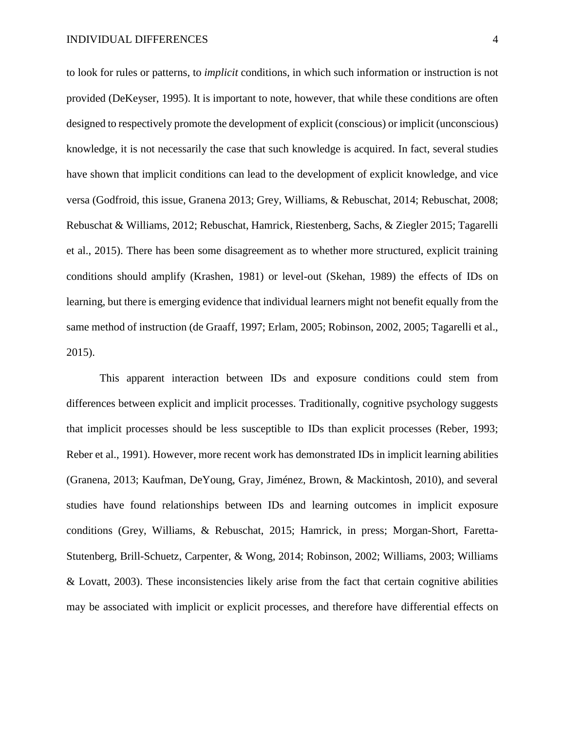to look for rules or patterns, to *implicit* conditions, in which such information or instruction is not provided (DeKeyser, 1995). It is important to note, however, that while these conditions are often designed to respectively promote the development of explicit (conscious) or implicit (unconscious) knowledge, it is not necessarily the case that such knowledge is acquired. In fact, several studies have shown that implicit conditions can lead to the development of explicit knowledge, and vice versa (Godfroid, this issue, Granena 2013; Grey, Williams, & Rebuschat, 2014; Rebuschat, 2008; Rebuschat & Williams, 2012; Rebuschat, Hamrick, Riestenberg, Sachs, & Ziegler 2015; Tagarelli et al., 2015). There has been some disagreement as to whether more structured, explicit training conditions should amplify (Krashen, 1981) or level-out (Skehan, 1989) the effects of IDs on learning, but there is emerging evidence that individual learners might not benefit equally from the same method of instruction (de Graaff, 1997; Erlam, 2005; Robinson, 2002, 2005; Tagarelli et al., 2015).

This apparent interaction between IDs and exposure conditions could stem from differences between explicit and implicit processes. Traditionally, cognitive psychology suggests that implicit processes should be less susceptible to IDs than explicit processes (Reber, 1993; Reber et al., 1991). However, more recent work has demonstrated IDs in implicit learning abilities (Granena, 2013; Kaufman, DeYoung, Gray, Jiménez, Brown, & Mackintosh, 2010), and several studies have found relationships between IDs and learning outcomes in implicit exposure conditions (Grey, Williams, & Rebuschat, 2015; Hamrick, in press; Morgan-Short, Faretta-Stutenberg, Brill-Schuetz, Carpenter, & Wong, 2014; Robinson, 2002; Williams, 2003; Williams & Lovatt, 2003). These inconsistencies likely arise from the fact that certain cognitive abilities may be associated with implicit or explicit processes, and therefore have differential effects on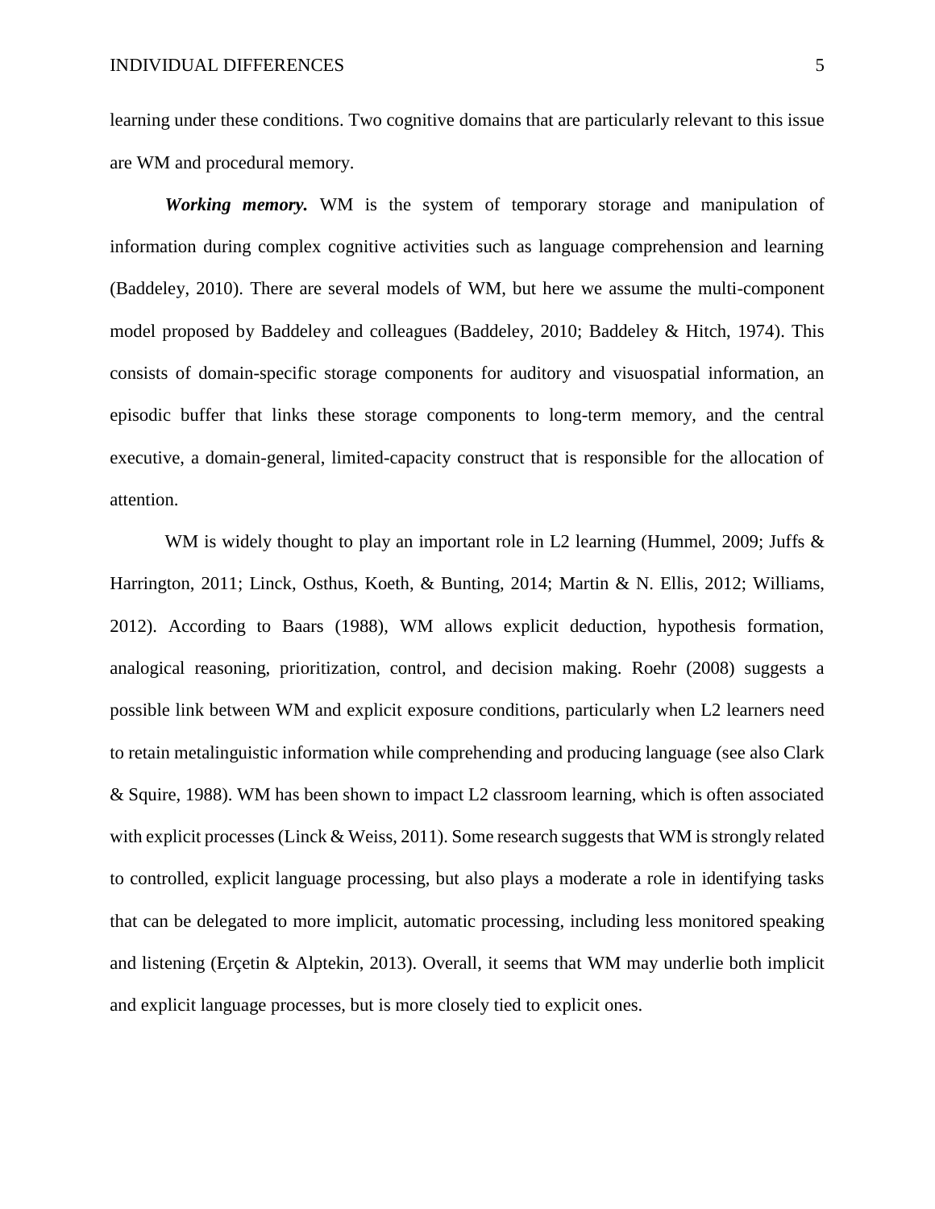learning under these conditions. Two cognitive domains that are particularly relevant to this issue are WM and procedural memory.

***Working memory.*** WM is the system of temporary storage and manipulation of information during complex cognitive activities such as language comprehension and learning (Baddeley, 2010). There are several models of WM, but here we assume the multi-component model proposed by Baddeley and colleagues (Baddeley, 2010; Baddeley & Hitch, 1974). This consists of domain-specific storage components for auditory and visuospatial information, an episodic buffer that links these storage components to long-term memory, and the central executive, a domain-general, limited-capacity construct that is responsible for the allocation of attention.

WM is widely thought to play an important role in L2 learning (Hummel, 2009; Juffs & Harrington, 2011; Linck, Osthus, Koeth, & Bunting, 2014; Martin & N. Ellis, 2012; Williams, 2012). According to Baars (1988), WM allows explicit deduction, hypothesis formation, analogical reasoning, prioritization, control, and decision making. Roehr (2008) suggests a possible link between WM and explicit exposure conditions, particularly when L2 learners need to retain metalinguistic information while comprehending and producing language (see also Clark & Squire, 1988). WM has been shown to impact L2 classroom learning, which is often associated with explicit processes (Linck & Weiss, 2011). Some research suggests that WM is strongly related to controlled, explicit language processing, but also plays a moderate a role in identifying tasks that can be delegated to more implicit, automatic processing, including less monitored speaking and listening (Erçetin & Alptekin, 2013). Overall, it seems that WM may underlie both implicit and explicit language processes, but is more closely tied to explicit ones.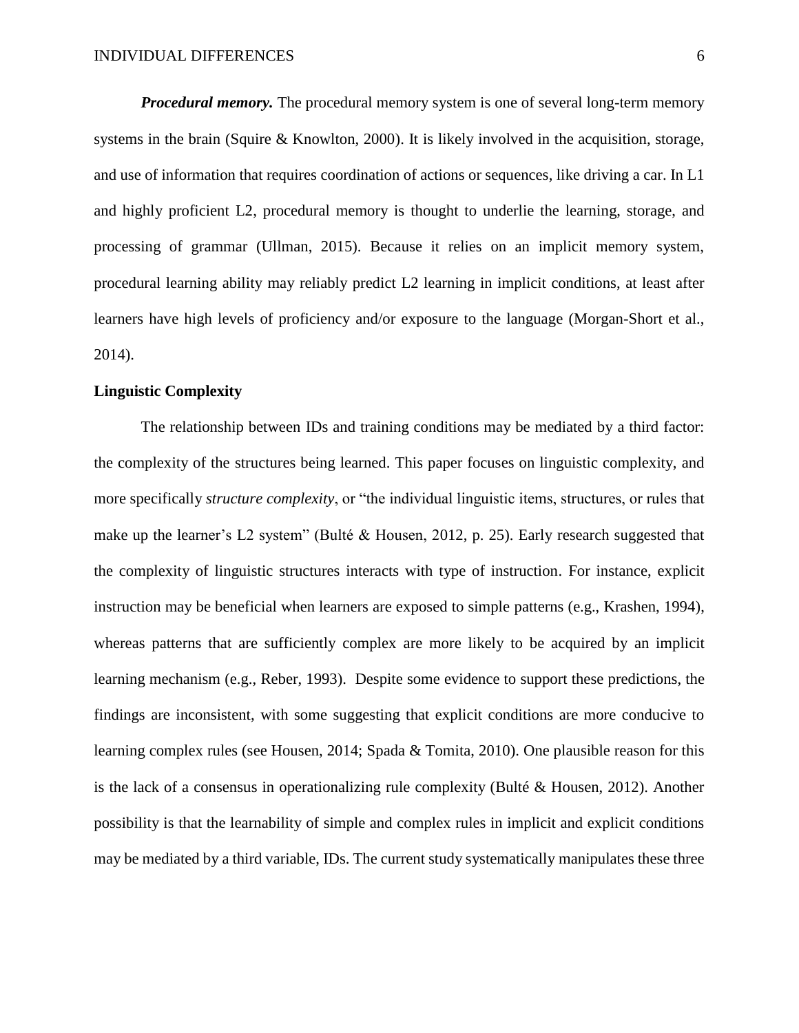***Procedural memory.*** The procedural memory system is one of several long-term memory systems in the brain (Squire & Knowlton, 2000). It is likely involved in the acquisition, storage, and use of information that requires coordination of actions or sequences, like driving a car. In L1 and highly proficient L2, procedural memory is thought to underlie the learning, storage, and processing of grammar (Ullman, 2015). Because it relies on an implicit memory system, procedural learning ability may reliably predict L2 learning in implicit conditions, at least after learners have high levels of proficiency and/or exposure to the language (Morgan-Short et al., 2014).

## Linguistic Complexity

The relationship between IDs and training conditions may be mediated by a third factor: the complexity of the structures being learned. This paper focuses on linguistic complexity, and more specifically *structure complexity*, or "the individual linguistic items, structures, or rules that make up the learner's L2 system" (Bulté & Housen, 2012, p. 25). Early research suggested that the complexity of linguistic structures interacts with type of instruction. For instance, explicit instruction may be beneficial when learners are exposed to simple patterns (e.g., Krashen, 1994), whereas patterns that are sufficiently complex are more likely to be acquired by an implicit learning mechanism (e.g., Reber, 1993). Despite some evidence to support these predictions, the findings are inconsistent, with some suggesting that explicit conditions are more conducive to learning complex rules (see Housen, 2014; Spada & Tomita, 2010). One plausible reason for this is the lack of a consensus in operationalizing rule complexity (Bulté & Housen, 2012). Another possibility is that the learnability of simple and complex rules in implicit and explicit conditions may be mediated by a third variable, IDs. The current study systematically manipulates these three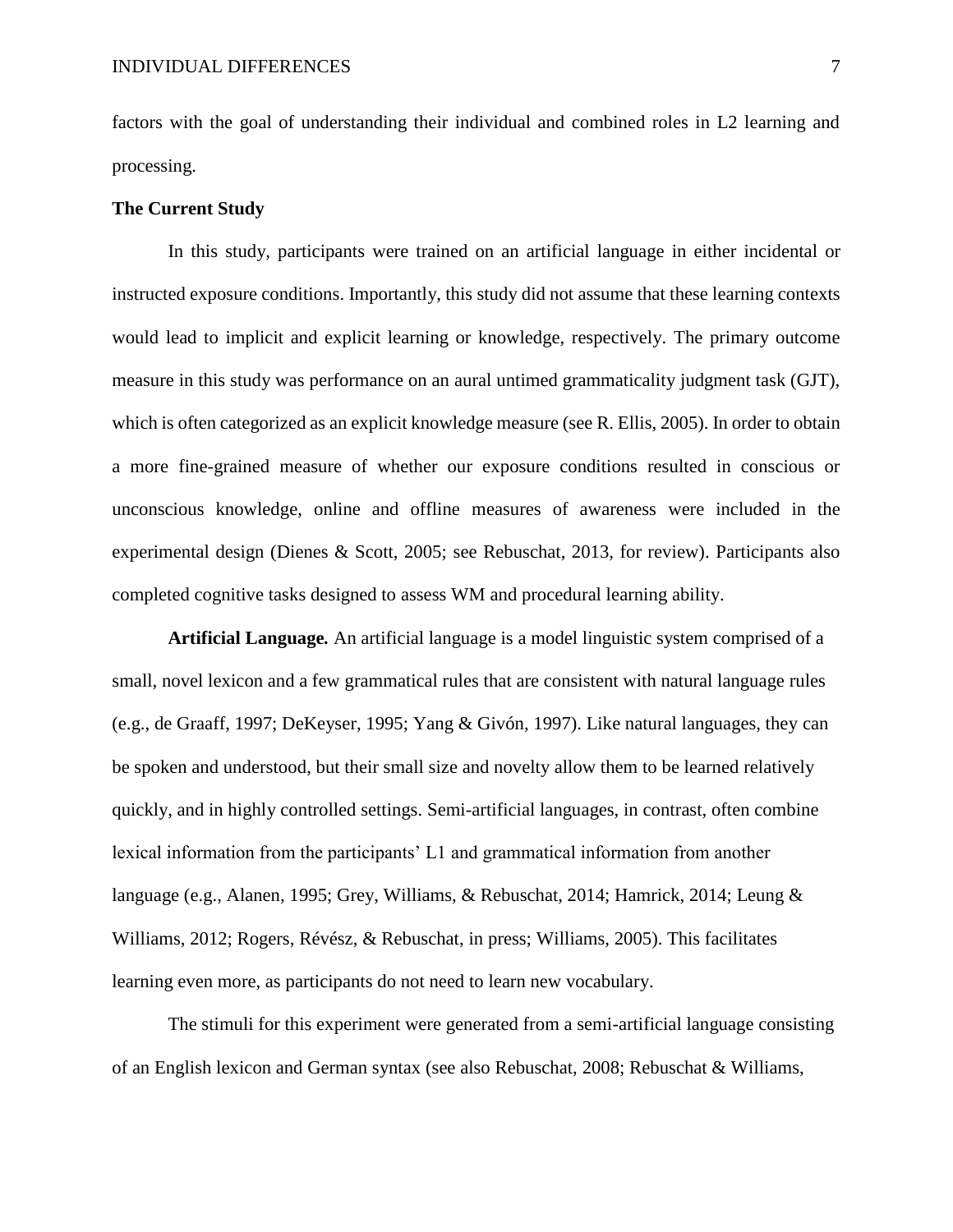factors with the goal of understanding their individual and combined roles in L2 learning and processing.

**The Current Study**

In this study, participants were trained on an artificial language in either incidental or instructed exposure conditions. Importantly, this study did not assume that these learning contexts would lead to implicit and explicit learning or knowledge, respectively. The primary outcome measure in this study was performance on an aural untimed grammaticality judgment task (GJT), which is often categorized as an explicit knowledge measure (see R. Ellis, 2005). In order to obtain a more fine-grained measure of whether our exposure conditions resulted in conscious or unconscious knowledge, online and offline measures of awareness were included in the experimental design (Dienes & Scott, 2005; see Rebuschat, 2013, for review). Participants also completed cognitive tasks designed to assess WM and procedural learning ability.

**Artificial Language.** An artificial language is a model linguistic system comprised of a small, novel lexicon and a few grammatical rules that are consistent with natural language rules (e.g., de Graaff, 1997; DeKeyser, 1995; Yang & Givón, 1997). Like natural languages, they can be spoken and understood, but their small size and novelty allow them to be learned relatively quickly, and in highly controlled settings. Semi-artificial languages, in contrast, often combine lexical information from the participants' L1 and grammatical information from another language (e.g., Alanen, 1995; Grey, Williams, & Rebuschat, 2014; Hamrick, 2014; Leung & Williams, 2012; Rogers, Révész, & Rebuschat, in press; Williams, 2005). This facilitates learning even more, as participants do not need to learn new vocabulary.

The stimuli for this experiment were generated from a semi-artificial language consisting of an English lexicon and German syntax (see also Rebuschat, 2008; Rebuschat & Williams,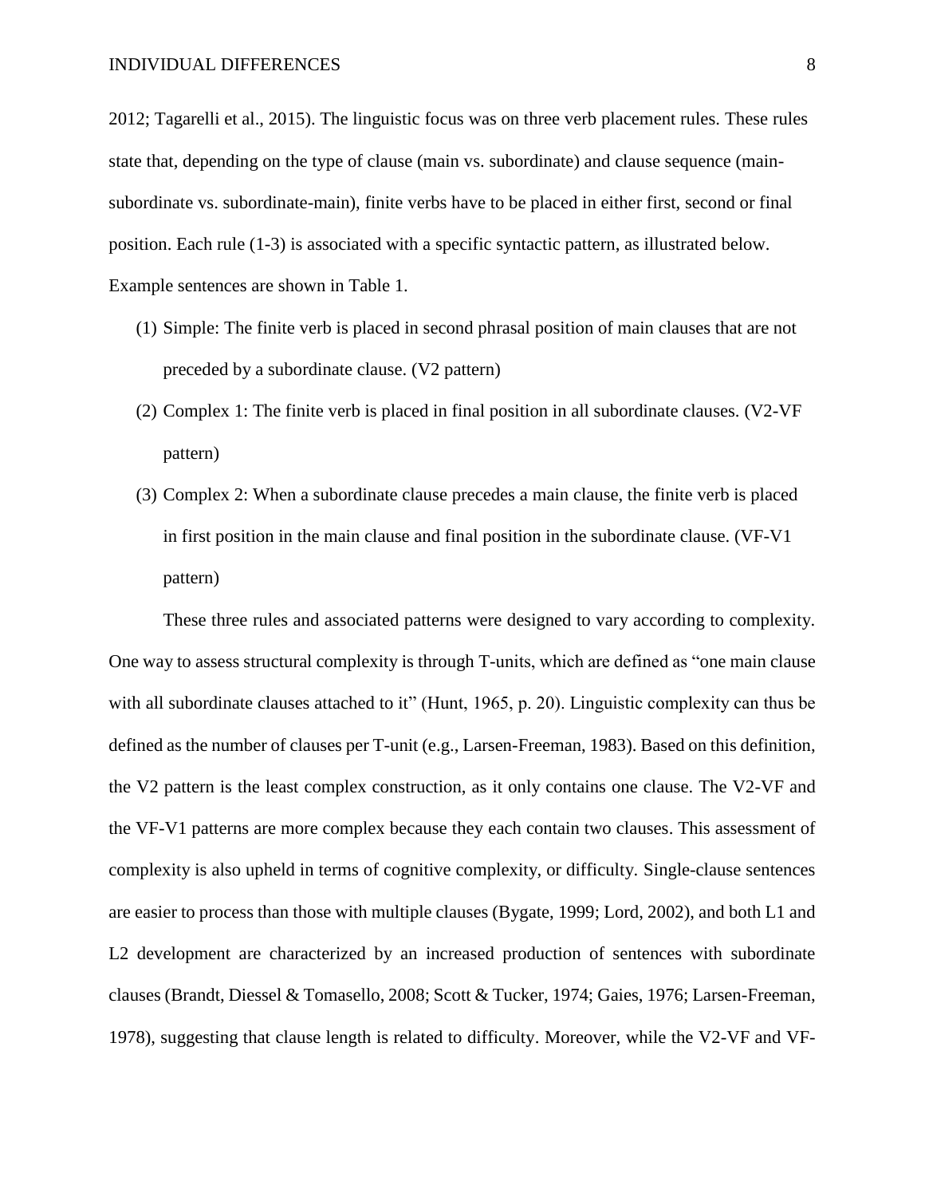2012; Tagarelli et al., 2015). The linguistic focus was on three verb placement rules. These rules state that, depending on the type of clause (main vs. subordinate) and clause sequence (main-subordinate vs. subordinate-main), finite verbs have to be placed in either first, second or final position. Each rule (1-3) is associated with a specific syntactic pattern, as illustrated below. Example sentences are shown in Table 1.

(1) Simple: The finite verb is placed in second phrasal position of main clauses that are not preceded by a subordinate clause. (V2 pattern)

(2) Complex 1: The finite verb is placed in final position in all subordinate clauses. (V2-VF pattern)

(3) Complex 2: When a subordinate clause precedes a main clause, the finite verb is placed in first position in the main clause and final position in the subordinate clause. (VF-V1 pattern)

These three rules and associated patterns were designed to vary according to complexity. One way to assess structural complexity is through T-units, which are defined as "one main clause with all subordinate clauses attached to it" (Hunt, 1965, p. 20). Linguistic complexity can thus be defined as the number of clauses per T-unit (e.g., Larsen-Freeman, 1983). Based on this definition, the V2 pattern is the least complex construction, as it only contains one clause. The V2-VF and the VF-V1 patterns are more complex because they each contain two clauses. This assessment of complexity is also upheld in terms of cognitive complexity, or difficulty. Single-clause sentences are easier to process than those with multiple clauses (Bygate, 1999; Lord, 2002), and both L1 and L2 development are characterized by an increased production of sentences with subordinate clauses (Brandt, Diessel & Tomasello, 2008; Scott & Tucker, 1974; Gaies, 1976; Larsen-Freeman, 1978), suggesting that clause length is related to difficulty. Moreover, while the V2-VF and VF-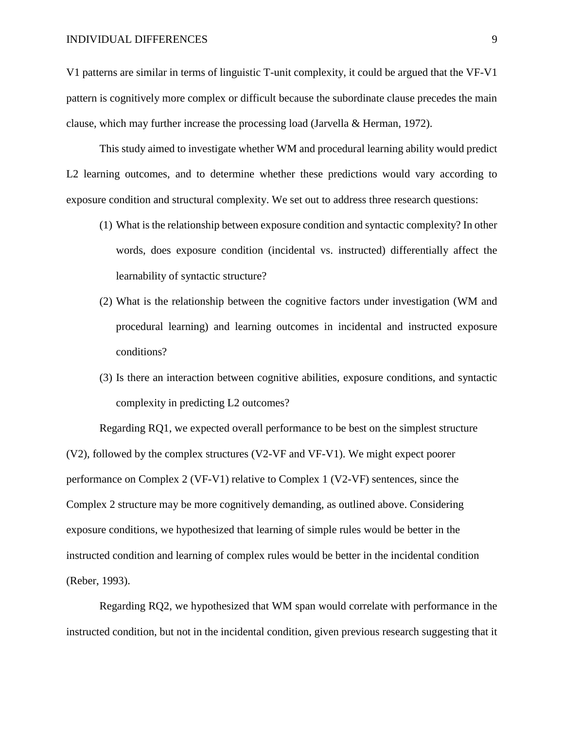V1 patterns are similar in terms of linguistic T-unit complexity, it could be argued that the VF-V1 pattern is cognitively more complex or difficult because the subordinate clause precedes the main clause, which may further increase the processing load (Jarvella & Herman, 1972).

This study aimed to investigate whether WM and procedural learning ability would predict L2 learning outcomes, and to determine whether these predictions would vary according to exposure condition and structural complexity. We set out to address three research questions:

(1) What is the relationship between exposure condition and syntactic complexity? In other words, does exposure condition (incidental vs. instructed) differentially affect the learnability of syntactic structure?

(2) What is the relationship between the cognitive factors under investigation (WM and procedural learning) and learning outcomes in incidental and instructed exposure conditions?

(3) Is there an interaction between cognitive abilities, exposure conditions, and syntactic complexity in predicting L2 outcomes?

Regarding RQ1, we expected overall performance to be best on the simplest structure (V2), followed by the complex structures (V2-VF and VF-V1). We might expect poorer performance on Complex 2 (VF-V1) relative to Complex 1 (V2-VF) sentences, since the Complex 2 structure may be more cognitively demanding, as outlined above. Considering exposure conditions, we hypothesized that learning of simple rules would be better in the instructed condition and learning of complex rules would be better in the incidental condition (Reber, 1993).

Regarding RQ2, we hypothesized that WM span would correlate with performance in the instructed condition, but not in the incidental condition, given previous research suggesting that it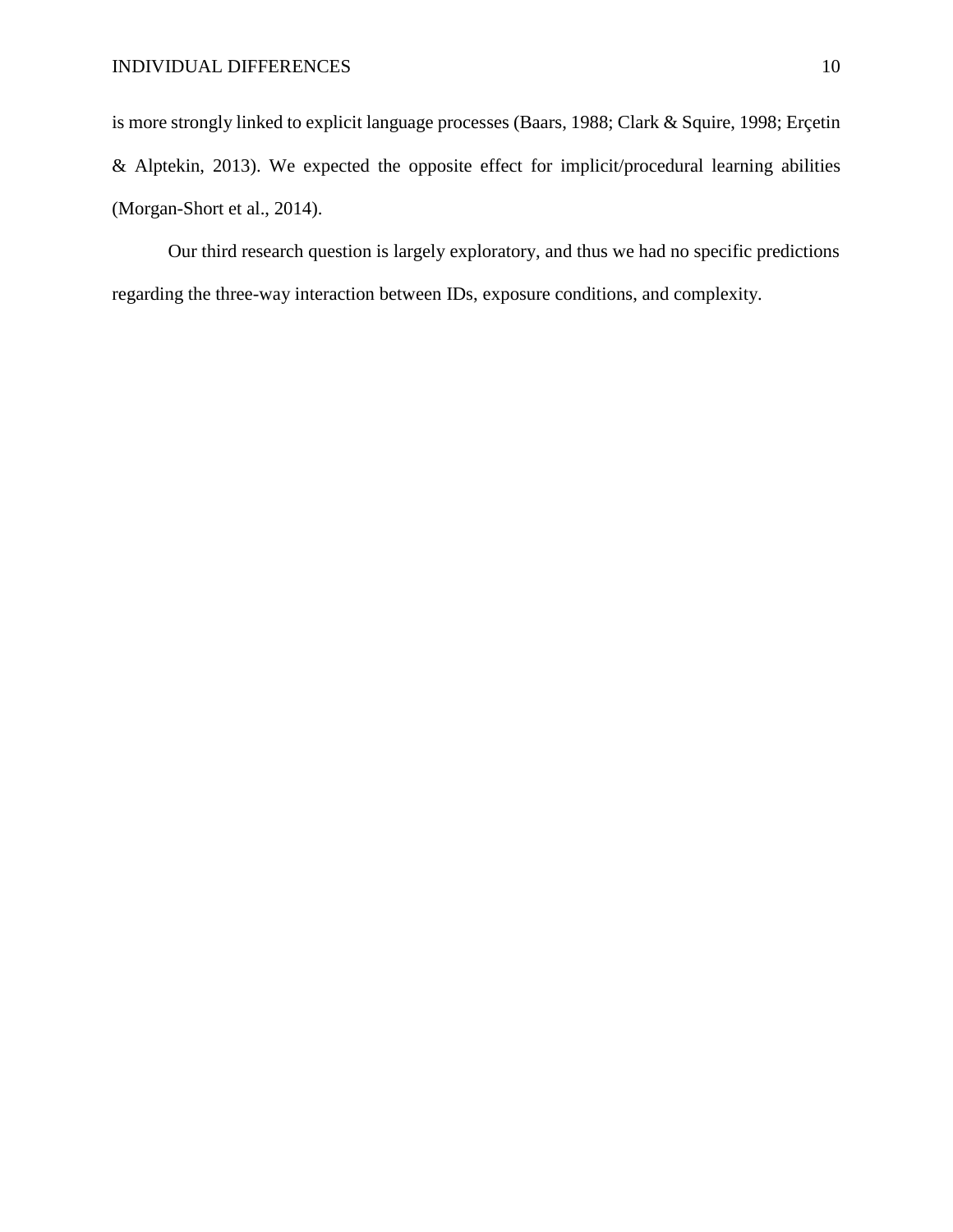is more strongly linked to explicit language processes (Baars, 1988; Clark & Squire, 1998; Erçetin & Alptekin, 2013). We expected the opposite effect for implicit/procedural learning abilities (Morgan-Short et al., 2014).

Our third research question is largely exploratory, and thus we had no specific predictions regarding the three-way interaction between IDs, exposure conditions, and complexity.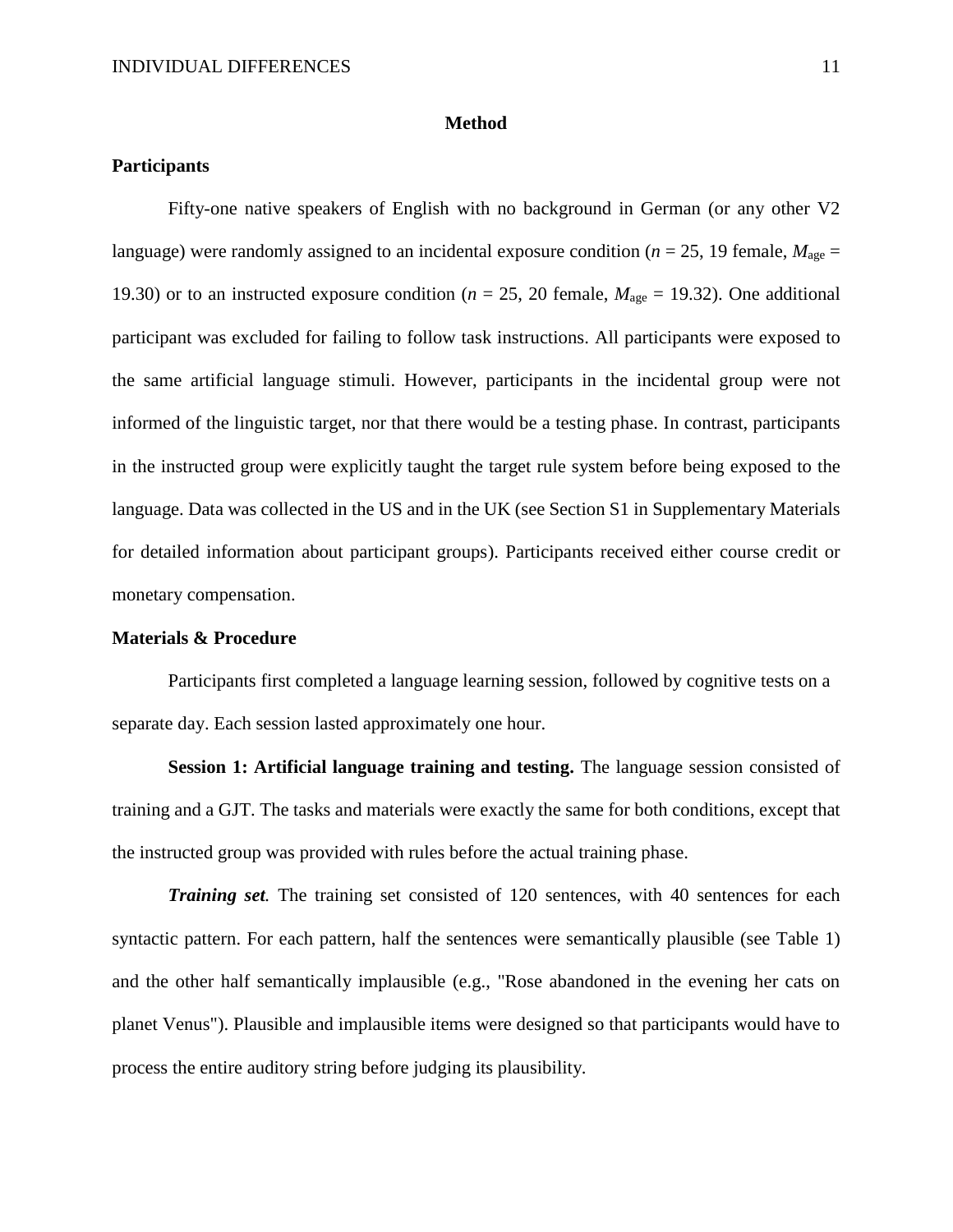## Method

### Participants

Fifty-one native speakers of English with no background in German (or any other V2 language) were randomly assigned to an incidental exposure condition ($n$ = 25, 19 female, $M_{age}$ = 19.30) or to an instructed exposure condition ($n$ = 25, 20 female, $M_{age}$ = 19.32). One additional participant was excluded for failing to follow task instructions. All participants were exposed to the same artificial language stimuli. However, participants in the incidental group were not informed of the linguistic target, nor that there would be a testing phase. In contrast, participants in the instructed group were explicitly taught the target rule system before being exposed to the language. Data was collected in the US and in the UK (see Section S1 in Supplementary Materials for detailed information about participant groups). Participants received either course credit or monetary compensation.

### Materials & Procedure

Participants first completed a language learning session, followed by cognitive tests on a separate day. Each session lasted approximately one hour.

**Session 1: Artificial language training and testing.** The language session consisted of training and a GJT. The tasks and materials were exactly the same for both conditions, except that the instructed group was provided with rules before the actual training phase.

***Training set.*** The training set consisted of 120 sentences, with 40 sentences for each syntactic pattern. For each pattern, half the sentences were semantically plausible (see Table 1) and the other half semantically implausible (e.g., "Rose abandoned in the evening her cats on planet Venus"). Plausible and implausible items were designed so that participants would have to process the entire auditory string before judging its plausibility.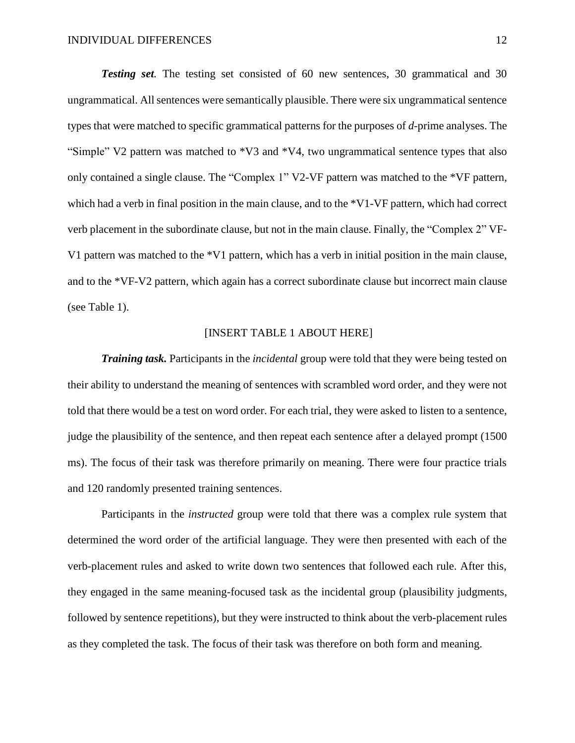***Testing set.*** The testing set consisted of 60 new sentences, 30 grammatical and 30 ungrammatical. All sentences were semantically plausible. There were six ungrammatical sentence types that were matched to specific grammatical patterns for the purposes of *d*-prime analyses. The "Simple" V2 pattern was matched to *V3 and *V4, two ungrammatical sentence types that also only contained a single clause. The "Complex 1" V2-VF pattern was matched to the *VF pattern, which had a verb in final position in the main clause, and to the *V1-VF pattern, which had correct verb placement in the subordinate clause, but not in the main clause. Finally, the "Complex 2" VF-V1 pattern was matched to the *V1 pattern, which has a verb in initial position in the main clause, and to the *VF-V2 pattern, which again has a correct subordinate clause but incorrect main clause (see Table 1).

[INSERT TABLE 1 ABOUT HERE]

***Training task.*** Participants in the *incidental* group were told that they were being tested on their ability to understand the meaning of sentences with scrambled word order, and they were not told that there would be a test on word order. For each trial, they were asked to listen to a sentence, judge the plausibility of the sentence, and then repeat each sentence after a delayed prompt (1500 ms). The focus of their task was therefore primarily on meaning. There were four practice trials and 120 randomly presented training sentences.

Participants in the *instructed* group were told that there was a complex rule system that determined the word order of the artificial language. They were then presented with each of the verb-placement rules and asked to write down two sentences that followed each rule. After this, they engaged in the same meaning-focused task as the incidental group (plausibility judgments, followed by sentence repetitions), but they were instructed to think about the verb-placement rules as they completed the task. The focus of their task was therefore on both form and meaning.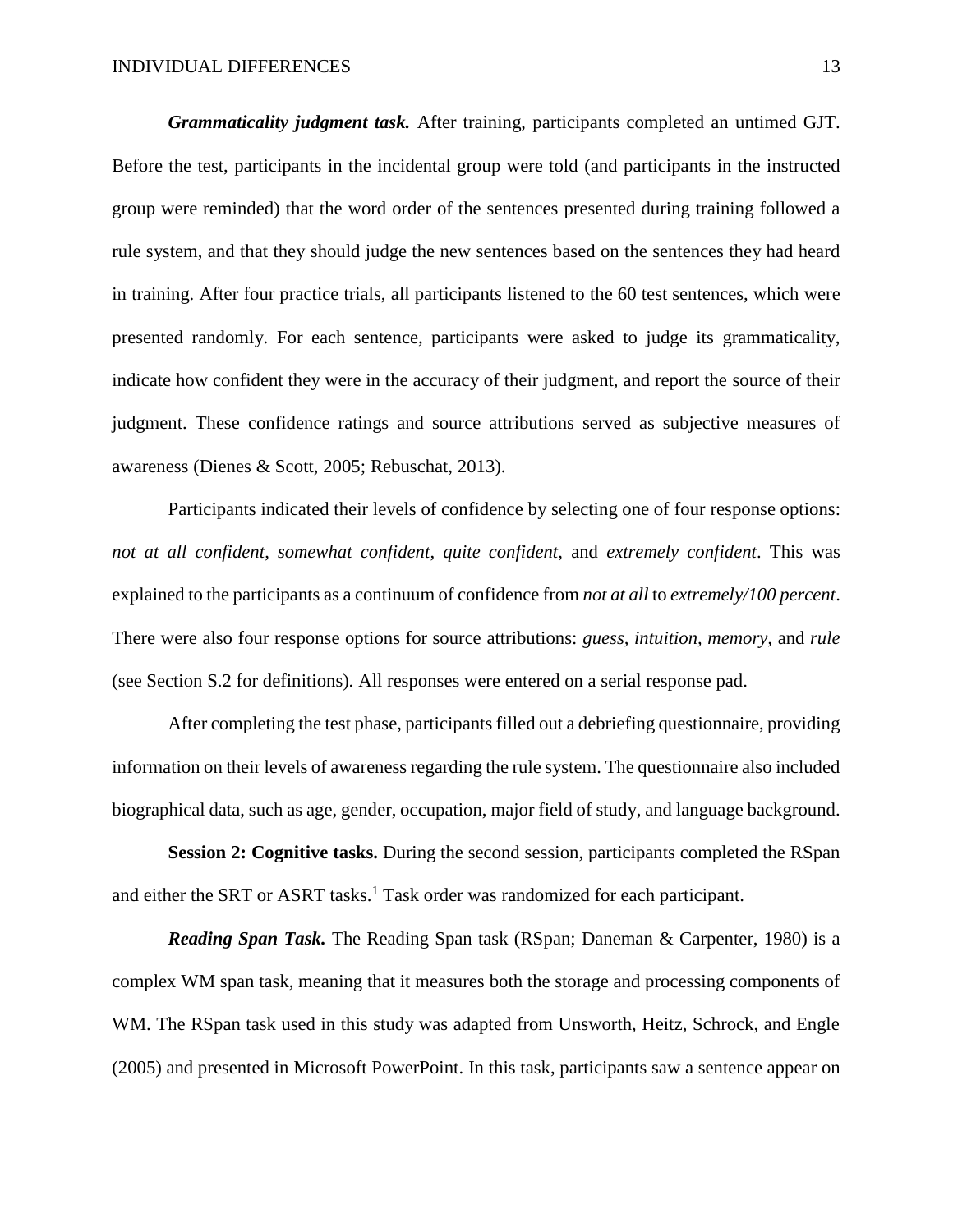***Grammaticality judgment task.*** After training, participants completed an untimed GJT. Before the test, participants in the incidental group were told (and participants in the instructed group were reminded) that the word order of the sentences presented during training followed a rule system, and that they should judge the new sentences based on the sentences they had heard in training. After four practice trials, all participants listened to the 60 test sentences, which were presented randomly. For each sentence, participants were asked to judge its grammaticality, indicate how confident they were in the accuracy of their judgment, and report the source of their judgment. These confidence ratings and source attributions served as subjective measures of awareness (Dienes & Scott, 2005; Rebuschat, 2013).

Participants indicated their levels of confidence by selecting one of four response options: *not at all confident*, *somewhat confident*, *quite confident*, and *extremely confident*. This was explained to the participants as a continuum of confidence from *not at all* to *extremely/100 percent*. There were also four response options for source attributions: *guess*, *intuition*, *memory*, and *rule* (see Section S.2 for definitions). All responses were entered on a serial response pad.

After completing the test phase, participants filled out a debriefing questionnaire, providing information on their levels of awareness regarding the rule system. The questionnaire also included biographical data, such as age, gender, occupation, major field of study, and language background.

**Session 2: Cognitive tasks.** During the second session, participants completed the RSpan and either the SRT or ASRT tasks.[1] Task order was randomized for each participant.

***Reading Span Task.*** The Reading Span task (RSpan; Daneman & Carpenter, 1980) is a complex WM span task, meaning that it measures both the storage and processing components of WM. The RSpan task used in this study was adapted from Unsworth, Heitz, Schrock, and Engle (2005) and presented in Microsoft PowerPoint. In this task, participants saw a sentence appear on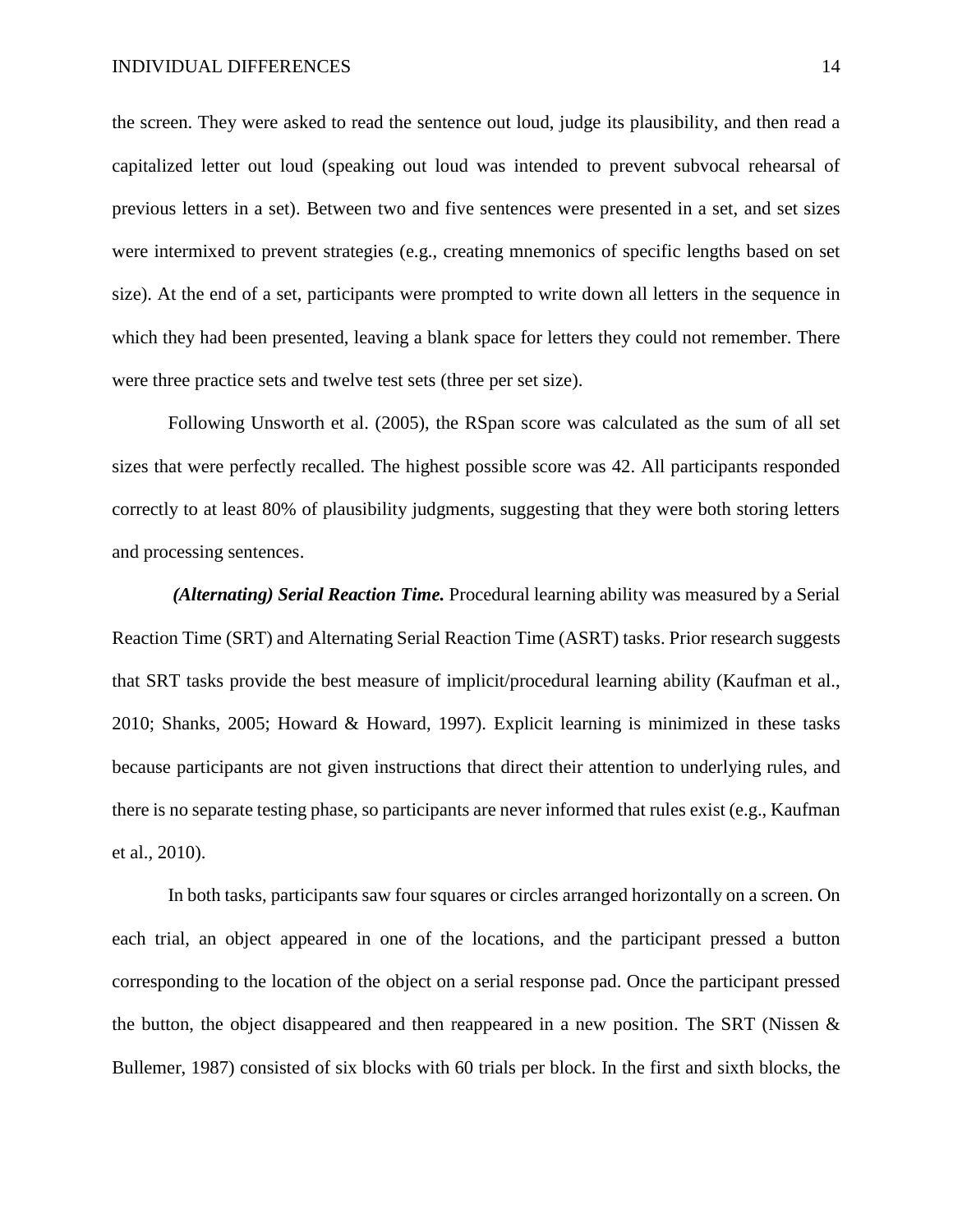the screen. They were asked to read the sentence out loud, judge its plausibility, and then read a capitalized letter out loud (speaking out loud was intended to prevent subvocal rehearsal of previous letters in a set). Between two and five sentences were presented in a set, and set sizes were intermixed to prevent strategies (e.g., creating mnemonics of specific lengths based on set size). At the end of a set, participants were prompted to write down all letters in the sequence in which they had been presented, leaving a blank space for letters they could not remember. There were three practice sets and twelve test sets (three per set size).

Following Unsworth et al. (2005), the RSpan score was calculated as the sum of all set sizes that were perfectly recalled. The highest possible score was 42. All participants responded correctly to at least 80% of plausibility judgments, suggesting that they were both storing letters and processing sentences.

***(Alternating) Serial Reaction Time.*** Procedural learning ability was measured by a Serial Reaction Time (SRT) and Alternating Serial Reaction Time (ASRT) tasks. Prior research suggests that SRT tasks provide the best measure of implicit/procedural learning ability (Kaufman et al., 2010; Shanks, 2005; Howard & Howard, 1997). Explicit learning is minimized in these tasks because participants are not given instructions that direct their attention to underlying rules, and there is no separate testing phase, so participants are never informed that rules exist (e.g., Kaufman et al., 2010).

In both tasks, participants saw four squares or circles arranged horizontally on a screen. On each trial, an object appeared in one of the locations, and the participant pressed a button corresponding to the location of the object on a serial response pad. Once the participant pressed the button, the object disappeared and then reappeared in a new position. The SRT (Nissen & Bullemer, 1987) consisted of six blocks with 60 trials per block. In the first and sixth blocks, the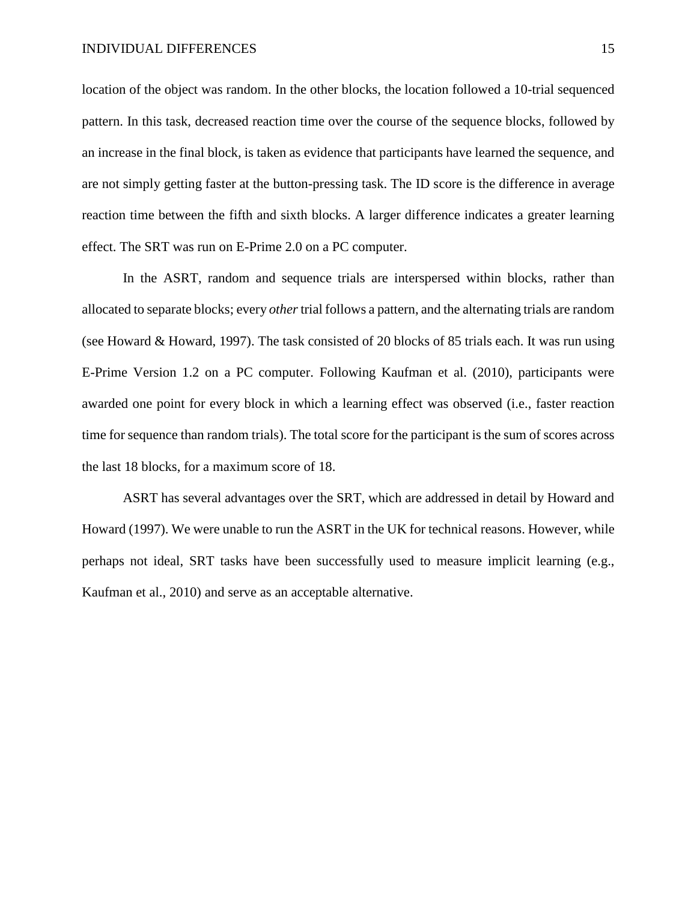location of the object was random. In the other blocks, the location followed a 10-trial sequenced pattern. In this task, decreased reaction time over the course of the sequence blocks, followed by an increase in the final block, is taken as evidence that participants have learned the sequence, and are not simply getting faster at the button-pressing task. The ID score is the difference in average reaction time between the fifth and sixth blocks. A larger difference indicates a greater learning effect. The SRT was run on E-Prime 2.0 on a PC computer.

In the ASRT, random and sequence trials are interspersed within blocks, rather than allocated to separate blocks; every *other* trial follows a pattern, and the alternating trials are random (see Howard & Howard, 1997). The task consisted of 20 blocks of 85 trials each. It was run using E-Prime Version 1.2 on a PC computer. Following Kaufman et al. (2010), participants were awarded one point for every block in which a learning effect was observed (i.e., faster reaction time for sequence than random trials). The total score for the participant is the sum of scores across the last 18 blocks, for a maximum score of 18.

ASRT has several advantages over the SRT, which are addressed in detail by Howard and Howard (1997). We were unable to run the ASRT in the UK for technical reasons. However, while perhaps not ideal, SRT tasks have been successfully used to measure implicit learning (e.g., Kaufman et al., 2010) and serve as an acceptable alternative.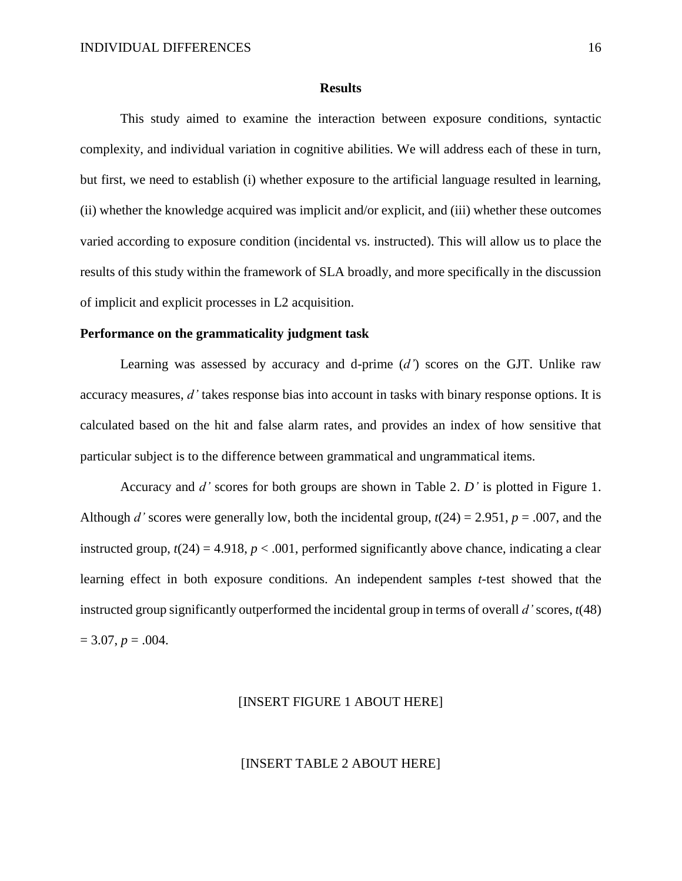## Results

This study aimed to examine the interaction between exposure conditions, syntactic complexity, and individual variation in cognitive abilities. We will address each of these in turn, but first, we need to establish (i) whether exposure to the artificial language resulted in learning, (ii) whether the knowledge acquired was implicit and/or explicit, and (iii) whether these outcomes varied according to exposure condition (incidental vs. instructed). This will allow us to place the results of this study within the framework of SLA broadly, and more specifically in the discussion of implicit and explicit processes in L2 acquisition.

### Performance on the grammaticality judgment task

Learning was assessed by accuracy and d-prime (*d'*) scores on the GJT. Unlike raw accuracy measures, *d'* takes response bias into account in tasks with binary response options. It is calculated based on the hit and false alarm rates, and provides an index of how sensitive that particular subject is to the difference between grammatical and ungrammatical items.

Accuracy and *d'* scores for both groups are shown in Table 2. *D'* is plotted in Figure 1. Although *d'* scores were generally low, both the incidental group, $t(24) = 2.951$, $p = .007$, and the instructed group, $t(24) = 4.918$, $p < .001$, performed significantly above chance, indicating a clear learning effect in both exposure conditions. An independent samples *t*-test showed that the instructed group significantly outperformed the incidental group in terms of overall *d'* scores, $t(48) = 3.07$, $p = .004$.

[INSERT FIGURE 1 ABOUT HERE]

[INSERT TABLE 2 ABOUT HERE]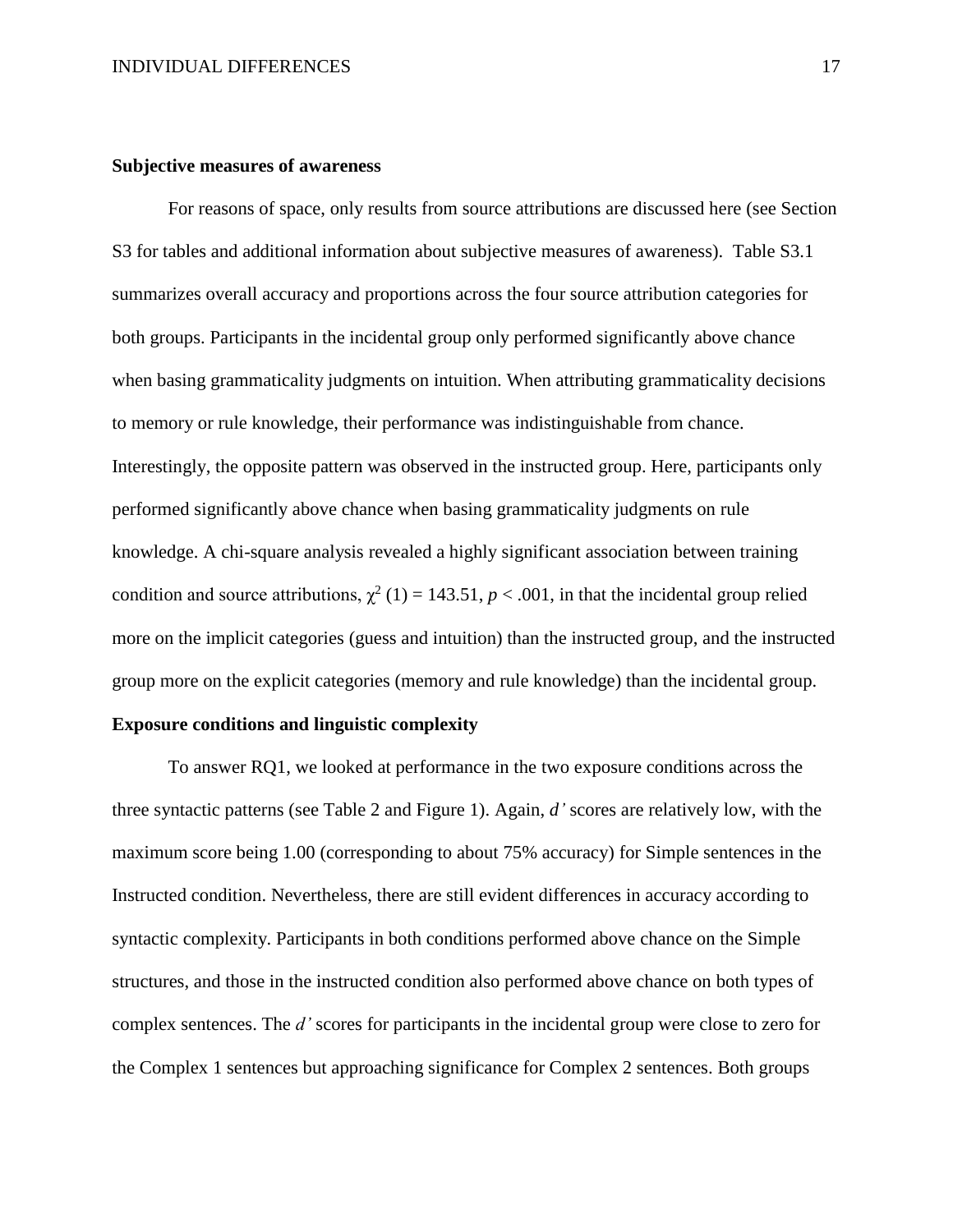**Subjective measures of awareness**

For reasons of space, only results from source attributions are discussed here (see Section S3 for tables and additional information about subjective measures of awareness). Table S3.1 summarizes overall accuracy and proportions across the four source attribution categories for both groups. Participants in the incidental group only performed significantly above chance when basing grammaticality judgments on intuition. When attributing grammaticality decisions to memory or rule knowledge, their performance was indistinguishable from chance. Interestingly, the opposite pattern was observed in the instructed group. Here, participants only performed significantly above chance when basing grammaticality judgments on rule knowledge. A chi-square analysis revealed a highly significant association between training condition and source attributions, $\chi^2$ (1) = 143.51, $p < .001$, in that the incidental group relied more on the implicit categories (guess and intuition) than the instructed group, and the instructed group more on the explicit categories (memory and rule knowledge) than the incidental group.

**Exposure conditions and linguistic complexity**

To answer RQ1, we looked at performance in the two exposure conditions across the three syntactic patterns (see Table 2 and Figure 1). Again, *d'* scores are relatively low, with the maximum score being 1.00 (corresponding to about 75% accuracy) for Simple sentences in the Instructed condition. Nevertheless, there are still evident differences in accuracy according to syntactic complexity. Participants in both conditions performed above chance on the Simple structures, and those in the instructed condition also performed above chance on both types of complex sentences. The *d'* scores for participants in the incidental group were close to zero for the Complex 1 sentences but approaching significance for Complex 2 sentences. Both groups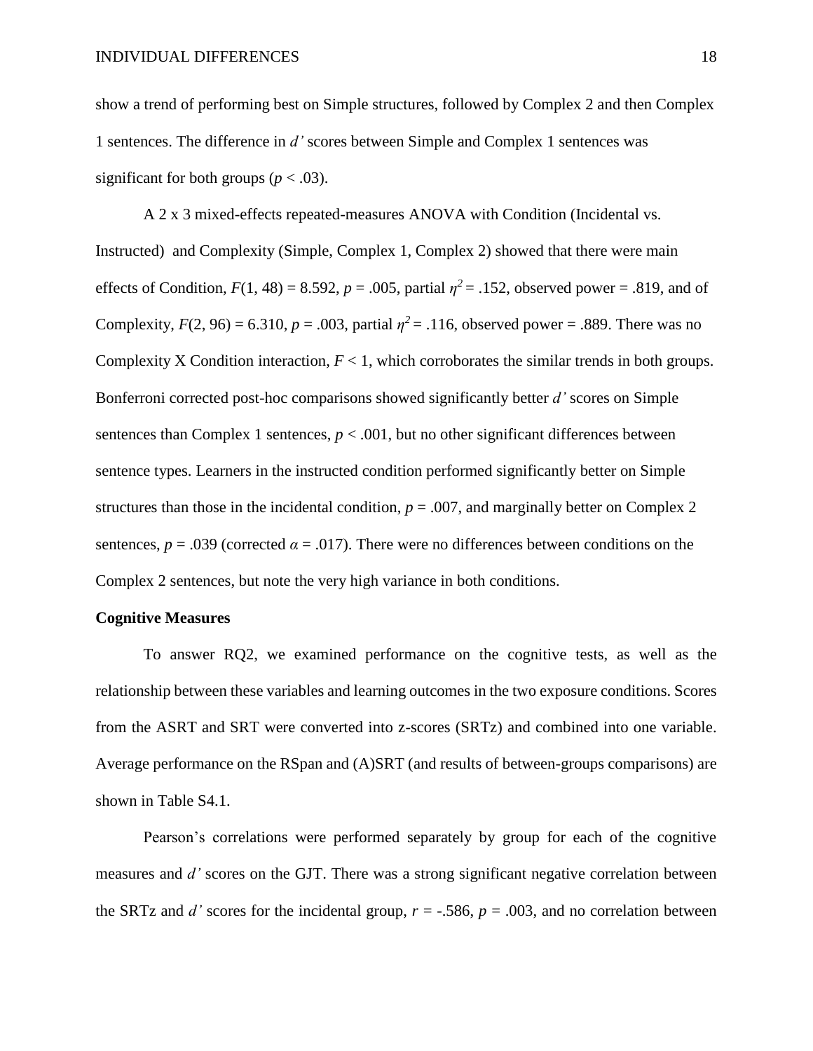show a trend of performing best on Simple structures, followed by Complex 2 and then Complex 1 sentences. The difference in *d'* scores between Simple and Complex 1 sentences was significant for both groups ($p < .03$).

A 2 x 3 mixed-effects repeated-measures ANOVA with Condition (Incidental vs. Instructed) and Complexity (Simple, Complex 1, Complex 2) showed that there were main effects of Condition, $F(1, 48) = 8.592$, $p = .005$, partial $\eta^2 = .152$, observed power = .819, and of Complexity, $F(2, 96) = 6.310$, $p = .003$, partial $\eta^2 = .116$, observed power = .889. There was no Complexity X Condition interaction, $F < 1$, which corroborates the similar trends in both groups. Bonferroni corrected post-hoc comparisons showed significantly better *d'* scores on Simple sentences than Complex 1 sentences, $p < .001$, but no other significant differences between sentence types. Learners in the instructed condition performed significantly better on Simple structures than those in the incidental condition, $p = .007$, and marginally better on Complex 2 sentences, $p = .039$ (corrected $\alpha = .017$). There were no differences between conditions on the Complex 2 sentences, but note the very high variance in both conditions.

**Cognitive Measures**

To answer RQ2, we examined performance on the cognitive tests, as well as the relationship between these variables and learning outcomes in the two exposure conditions. Scores from the ASRT and SRT were converted into z-scores (SRTz) and combined into one variable. Average performance on the RSpan and (A)SRT (and results of between-groups comparisons) are shown in Table S4.1.

Pearson's correlations were performed separately by group for each of the cognitive measures and *d'* scores on the GJT. There was a strong significant negative correlation between the SRTz and *d'* scores for the incidental group, $r = -.586$, $p = .003$, and no correlation between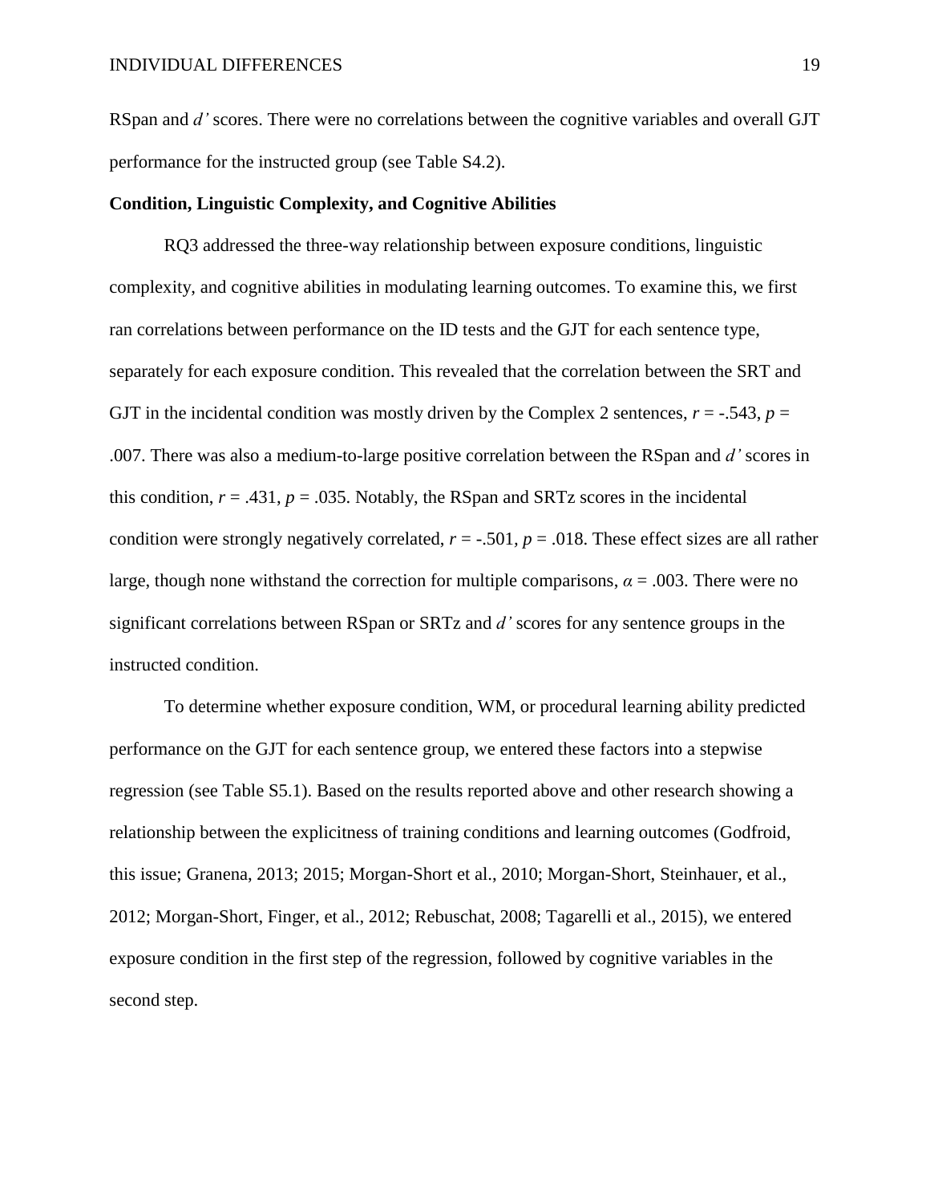RSpan and *d'* scores. There were no correlations between the cognitive variables and overall GJT performance for the instructed group (see Table S4.2).

**Condition, Linguistic Complexity, and Cognitive Abilities**

RQ3 addressed the three-way relationship between exposure conditions, linguistic complexity, and cognitive abilities in modulating learning outcomes. To examine this, we first ran correlations between performance on the ID tests and the GJT for each sentence type, separately for each exposure condition. This revealed that the correlation between the SRT and GJT in the incidental condition was mostly driven by the Complex 2 sentences, $r = -.543$, $p = .007$. There was also a medium-to-large positive correlation between the RSpan and *d'* scores in this condition, $r = .431$, $p = .035$. Notably, the RSpan and SRTz scores in the incidental condition were strongly negatively correlated, $r = -.501$, $p = .018$. These effect sizes are all rather large, though none withstand the correction for multiple comparisons, $\alpha = .003$. There were no significant correlations between RSpan or SRTz and *d'* scores for any sentence groups in the instructed condition.

To determine whether exposure condition, WM, or procedural learning ability predicted performance on the GJT for each sentence group, we entered these factors into a stepwise regression (see Table S5.1). Based on the results reported above and other research showing a relationship between the explicitness of training conditions and learning outcomes (Godfroid, this issue; Granena, 2013; 2015; Morgan-Short et al., 2010; Morgan-Short, Steinhauer, et al., 2012; Morgan-Short, Finger, et al., 2012; Rebuschat, 2008; Tagarelli et al., 2015), we entered exposure condition in the first step of the regression, followed by cognitive variables in the second step.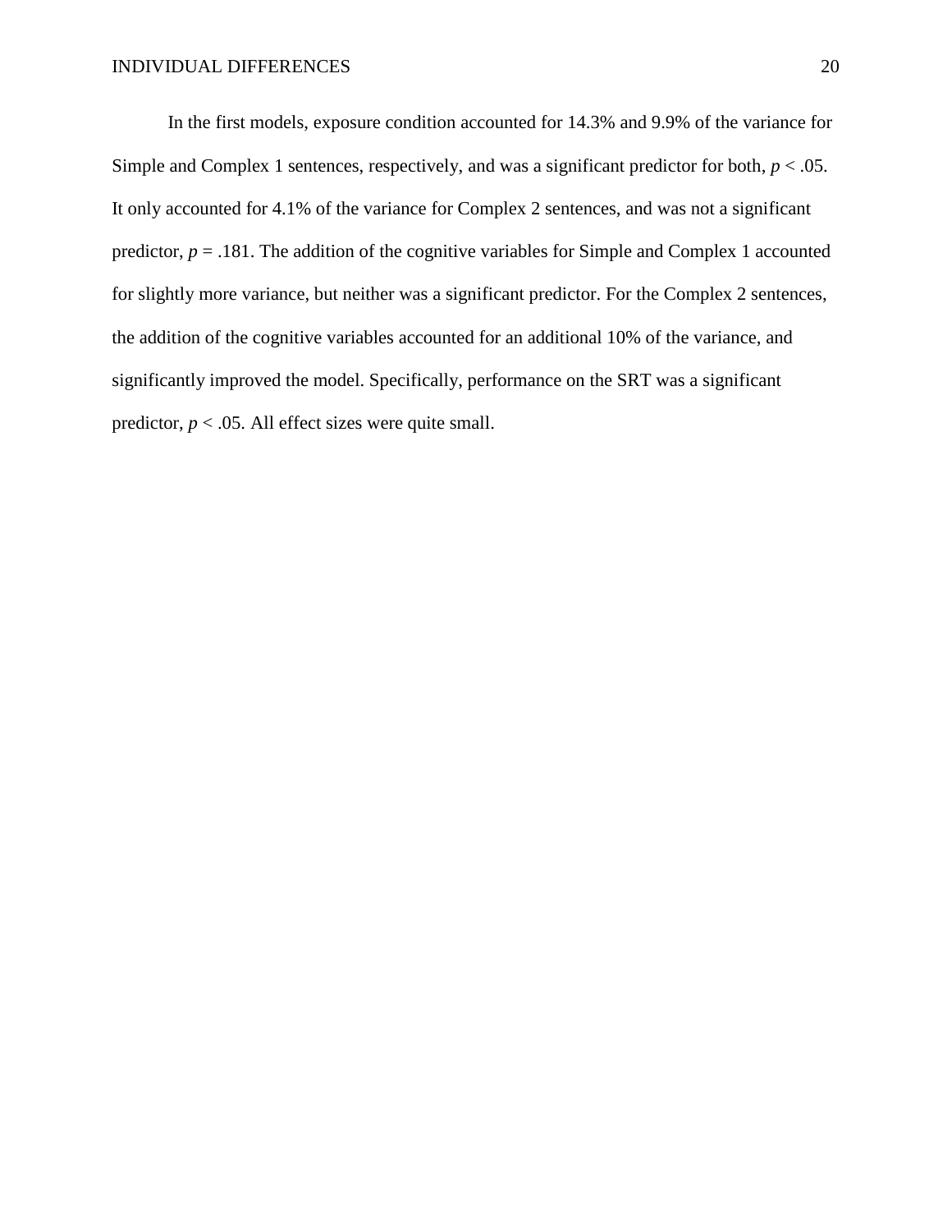In the first models, exposure condition accounted for 14.3% and 9.9% of the variance for Simple and Complex 1 sentences, respectively, and was a significant predictor for both, $p < .05$. It only accounted for 4.1% of the variance for Complex 2 sentences, and was not a significant predictor, $p = .181$. The addition of the cognitive variables for Simple and Complex 1 accounted for slightly more variance, but neither was a significant predictor. For the Complex 2 sentences, the addition of the cognitive variables accounted for an additional 10% of the variance, and significantly improved the model. Specifically, performance on the SRT was a significant predictor, $p < .05$. All effect sizes were quite small.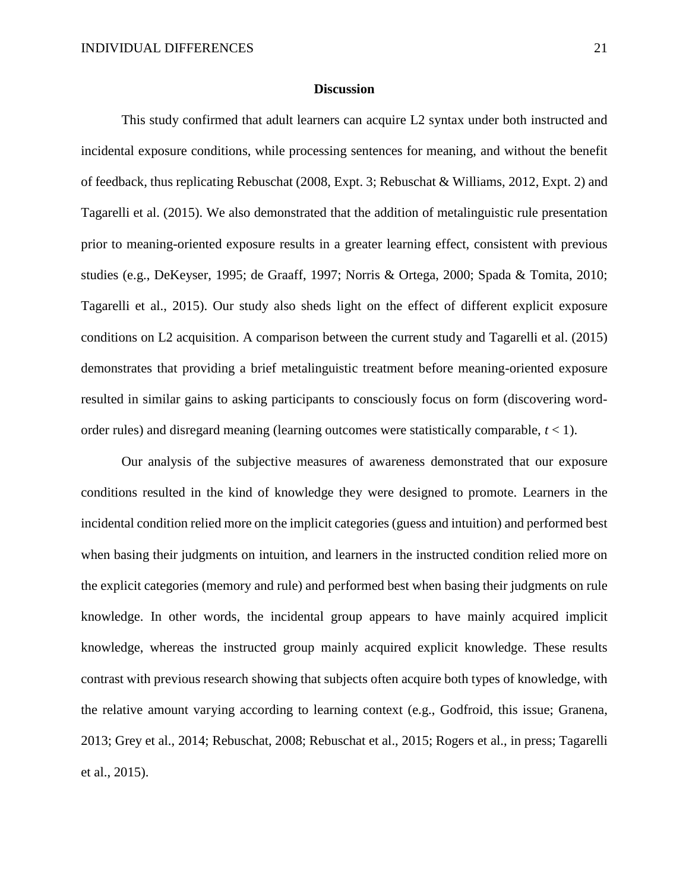## Discussion

This study confirmed that adult learners can acquire L2 syntax under both instructed and incidental exposure conditions, while processing sentences for meaning, and without the benefit of feedback, thus replicating Rebuschat (2008, Expt. 3; Rebuschat & Williams, 2012, Expt. 2) and Tagarelli et al. (2015). We also demonstrated that the addition of metalinguistic rule presentation prior to meaning-oriented exposure results in a greater learning effect, consistent with previous studies (e.g., DeKeyser, 1995; de Graaff, 1997; Norris & Ortega, 2000; Spada & Tomita, 2010; Tagarelli et al., 2015). Our study also sheds light on the effect of different explicit exposure conditions on L2 acquisition. A comparison between the current study and Tagarelli et al. (2015) demonstrates that providing a brief metalinguistic treatment before meaning-oriented exposure resulted in similar gains to asking participants to consciously focus on form (discovering word-order rules) and disregard meaning (learning outcomes were statistically comparable, $t < 1$).

Our analysis of the subjective measures of awareness demonstrated that our exposure conditions resulted in the kind of knowledge they were designed to promote. Learners in the incidental condition relied more on the implicit categories (guess and intuition) and performed best when basing their judgments on intuition, and learners in the instructed condition relied more on the explicit categories (memory and rule) and performed best when basing their judgments on rule knowledge. In other words, the incidental group appears to have mainly acquired implicit knowledge, whereas the instructed group mainly acquired explicit knowledge. These results contrast with previous research showing that subjects often acquire both types of knowledge, with the relative amount varying according to learning context (e.g., Godfroid, this issue; Granena, 2013; Grey et al., 2014; Rebuschat, 2008; Rebuschat et al., 2015; Rogers et al., in press; Tagarelli et al., 2015).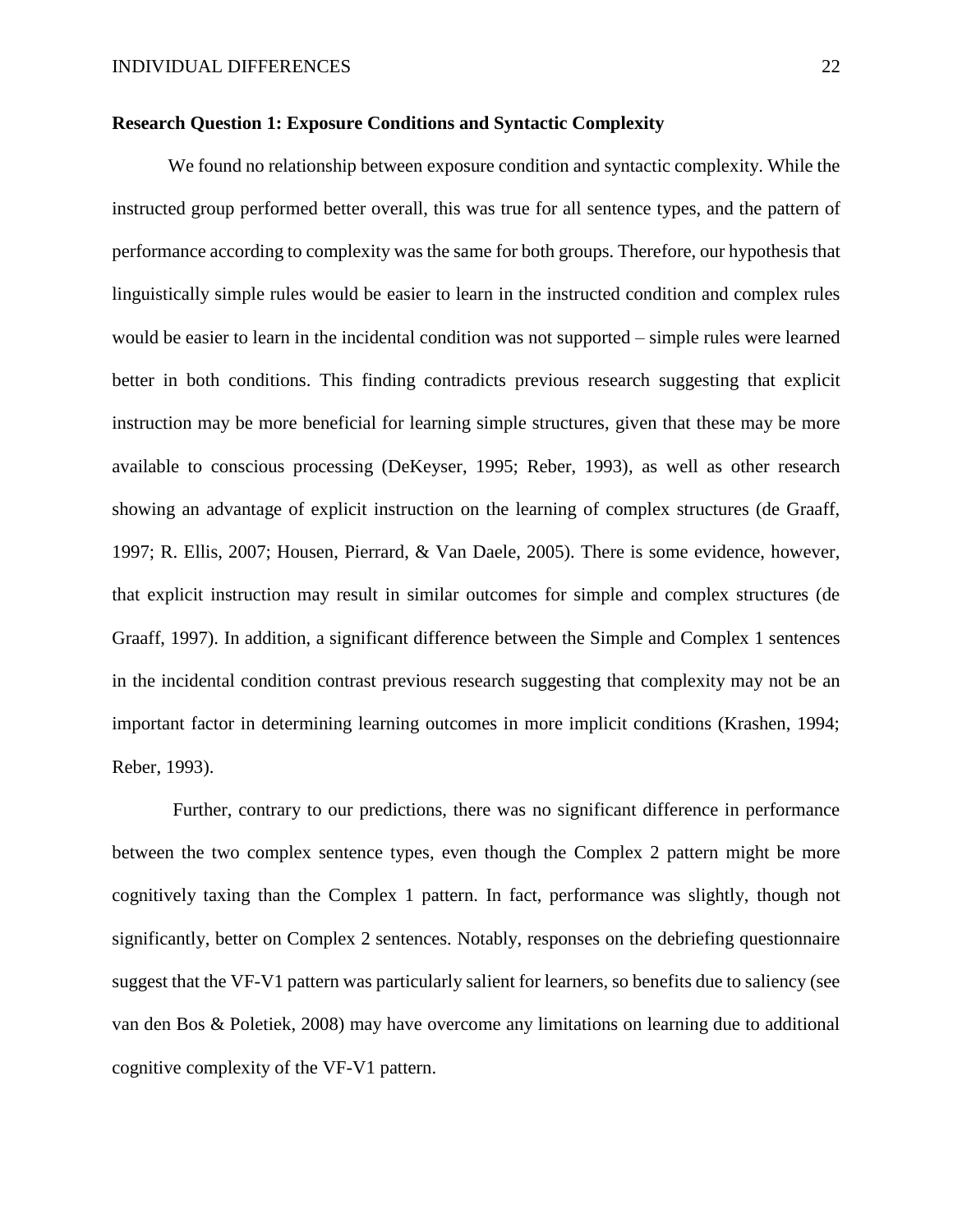**Research Question 1: Exposure Conditions and Syntactic Complexity**

We found no relationship between exposure condition and syntactic complexity. While the instructed group performed better overall, this was true for all sentence types, and the pattern of performance according to complexity was the same for both groups. Therefore, our hypothesis that linguistically simple rules would be easier to learn in the instructed condition and complex rules would be easier to learn in the incidental condition was not supported – simple rules were learned better in both conditions. This finding contradicts previous research suggesting that explicit instruction may be more beneficial for learning simple structures, given that these may be more available to conscious processing (DeKeyser, 1995; Reber, 1993), as well as other research showing an advantage of explicit instruction on the learning of complex structures (de Graaff, 1997; R. Ellis, 2007; Housen, Pierrard, & Van Daele, 2005). There is some evidence, however, that explicit instruction may result in similar outcomes for simple and complex structures (de Graaff, 1997). In addition, a significant difference between the Simple and Complex 1 sentences in the incidental condition contrast previous research suggesting that complexity may not be an important factor in determining learning outcomes in more implicit conditions (Krashen, 1994; Reber, 1993).

Further, contrary to our predictions, there was no significant difference in performance between the two complex sentence types, even though the Complex 2 pattern might be more cognitively taxing than the Complex 1 pattern. In fact, performance was slightly, though not significantly, better on Complex 2 sentences. Notably, responses on the debriefing questionnaire suggest that the VF-V1 pattern was particularly salient for learners, so benefits due to saliency (see van den Bos & Poletiek, 2008) may have overcome any limitations on learning due to additional cognitive complexity of the VF-V1 pattern.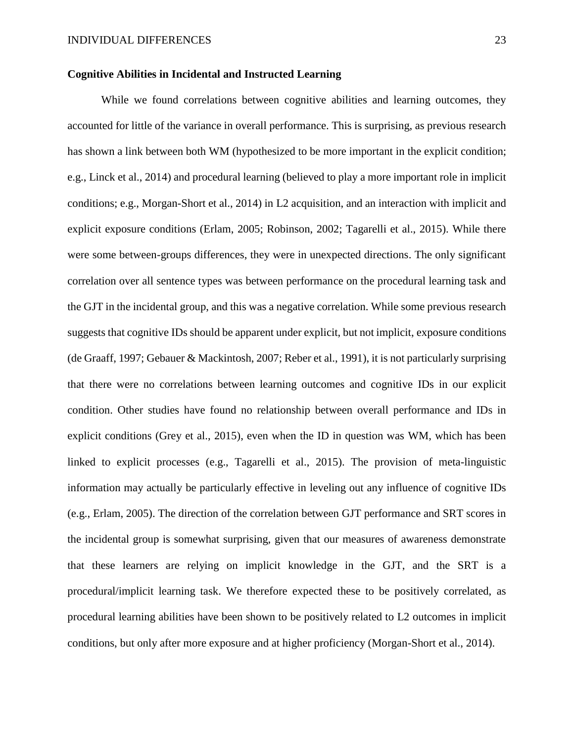**Cognitive Abilities in Incidental and Instructed Learning**

While we found correlations between cognitive abilities and learning outcomes, they accounted for little of the variance in overall performance. This is surprising, as previous research has shown a link between both WM (hypothesized to be more important in the explicit condition; e.g., Linck et al., 2014) and procedural learning (believed to play a more important role in implicit conditions; e.g., Morgan-Short et al., 2014) in L2 acquisition, and an interaction with implicit and explicit exposure conditions (Erlam, 2005; Robinson, 2002; Tagarelli et al., 2015). While there were some between-groups differences, they were in unexpected directions. The only significant correlation over all sentence types was between performance on the procedural learning task and the GJT in the incidental group, and this was a negative correlation. While some previous research suggests that cognitive IDs should be apparent under explicit, but not implicit, exposure conditions (de Graaff, 1997; Gebauer & Mackintosh, 2007; Reber et al., 1991), it is not particularly surprising that there were no correlations between learning outcomes and cognitive IDs in our explicit condition. Other studies have found no relationship between overall performance and IDs in explicit conditions (Grey et al., 2015), even when the ID in question was WM, which has been linked to explicit processes (e.g., Tagarelli et al., 2015). The provision of meta-linguistic information may actually be particularly effective in leveling out any influence of cognitive IDs (e.g., Erlam, 2005). The direction of the correlation between GJT performance and SRT scores in the incidental group is somewhat surprising, given that our measures of awareness demonstrate that these learners are relying on implicit knowledge in the GJT, and the SRT is a procedural/implicit learning task. We therefore expected these to be positively correlated, as procedural learning abilities have been shown to be positively related to L2 outcomes in implicit conditions, but only after more exposure and at higher proficiency (Morgan-Short et al., 2014).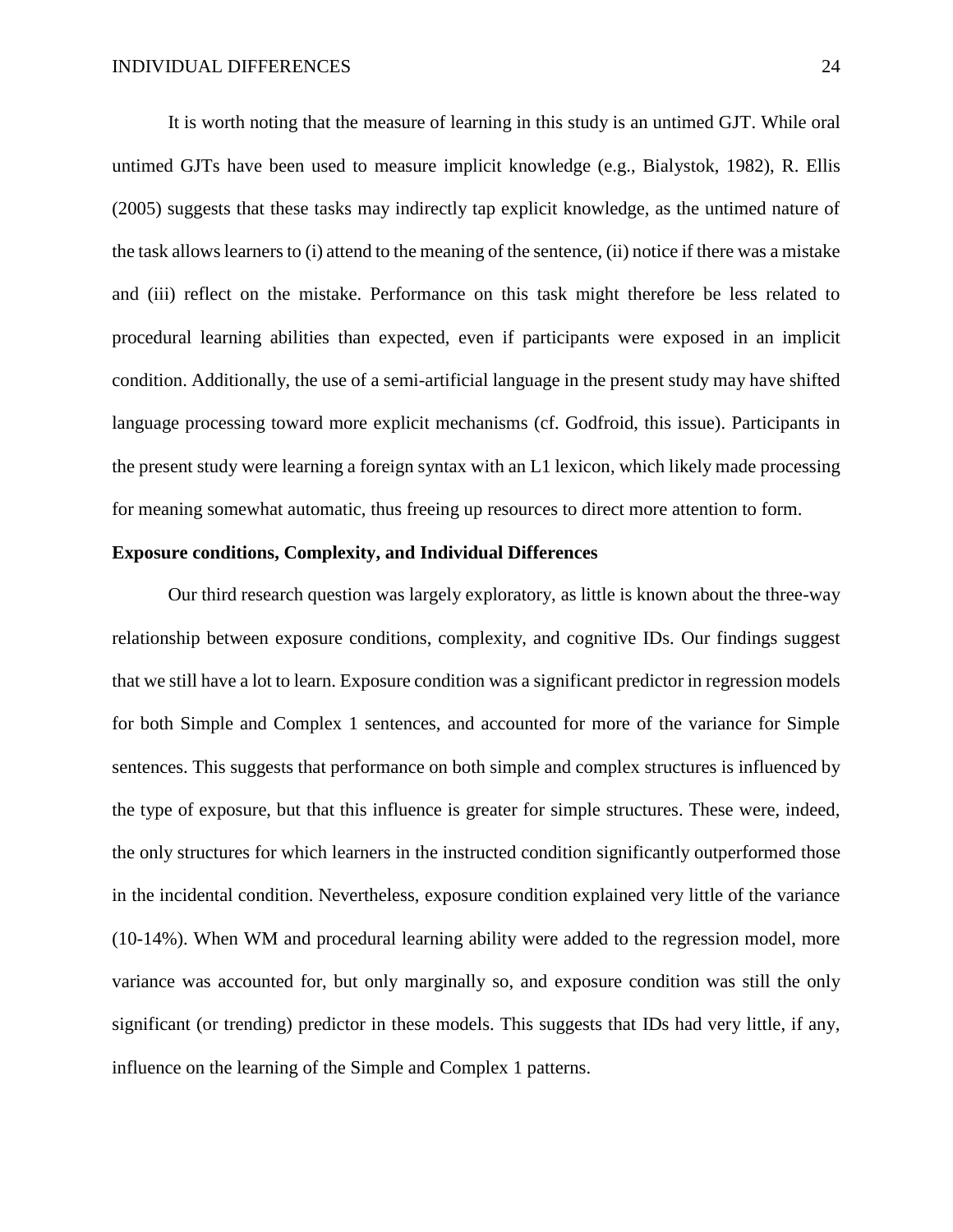It is worth noting that the measure of learning in this study is an untimed GJT. While oral untimed GJTs have been used to measure implicit knowledge (e.g., Bialystok, 1982), R. Ellis (2005) suggests that these tasks may indirectly tap explicit knowledge, as the untimed nature of the task allows learners to (i) attend to the meaning of the sentence, (ii) notice if there was a mistake and (iii) reflect on the mistake. Performance on this task might therefore be less related to procedural learning abilities than expected, even if participants were exposed in an implicit condition. Additionally, the use of a semi-artificial language in the present study may have shifted language processing toward more explicit mechanisms (cf. Godfroid, this issue). Participants in the present study were learning a foreign syntax with an L1 lexicon, which likely made processing for meaning somewhat automatic, thus freeing up resources to direct more attention to form.

### Exposure conditions, Complexity, and Individual Differences

Our third research question was largely exploratory, as little is known about the three-way relationship between exposure conditions, complexity, and cognitive IDs. Our findings suggest that we still have a lot to learn. Exposure condition was a significant predictor in regression models for both Simple and Complex 1 sentences, and accounted for more of the variance for Simple sentences. This suggests that performance on both simple and complex structures is influenced by the type of exposure, but that this influence is greater for simple structures. These were, indeed, the only structures for which learners in the instructed condition significantly outperformed those in the incidental condition. Nevertheless, exposure condition explained very little of the variance (10-14%). When WM and procedural learning ability were added to the regression model, more variance was accounted for, but only marginally so, and exposure condition was still the only significant (or trending) predictor in these models. This suggests that IDs had very little, if any, influence on the learning of the Simple and Complex 1 patterns.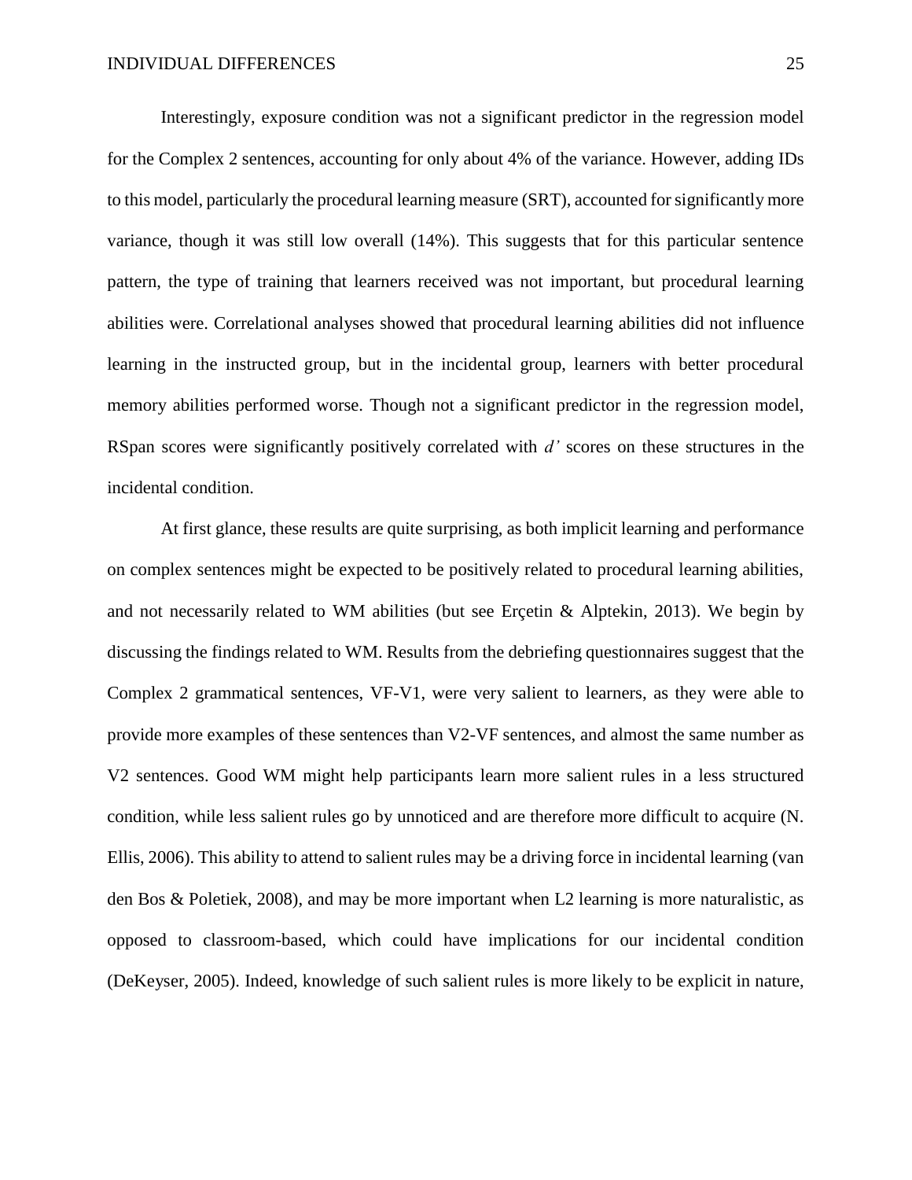Interestingly, exposure condition was not a significant predictor in the regression model for the Complex 2 sentences, accounting for only about 4% of the variance. However, adding IDs to this model, particularly the procedural learning measure (SRT), accounted for significantly more variance, though it was still low overall (14%). This suggests that for this particular sentence pattern, the type of training that learners received was not important, but procedural learning abilities were. Correlational analyses showed that procedural learning abilities did not influence learning in the instructed group, but in the incidental group, learners with better procedural memory abilities performed worse. Though not a significant predictor in the regression model, RSpan scores were significantly positively correlated with *d'* scores on these structures in the incidental condition.

At first glance, these results are quite surprising, as both implicit learning and performance on complex sentences might be expected to be positively related to procedural learning abilities, and not necessarily related to WM abilities (but see Erçetin & Alptekin, 2013). We begin by discussing the findings related to WM. Results from the debriefing questionnaires suggest that the Complex 2 grammatical sentences, VF-V1, were very salient to learners, as they were able to provide more examples of these sentences than V2-VF sentences, and almost the same number as V2 sentences. Good WM might help participants learn more salient rules in a less structured condition, while less salient rules go by unnoticed and are therefore more difficult to acquire (N. Ellis, 2006). This ability to attend to salient rules may be a driving force in incidental learning (van den Bos & Poletiek, 2008), and may be more important when L2 learning is more naturalistic, as opposed to classroom-based, which could have implications for our incidental condition (DeKeyser, 2005). Indeed, knowledge of such salient rules is more likely to be explicit in nature,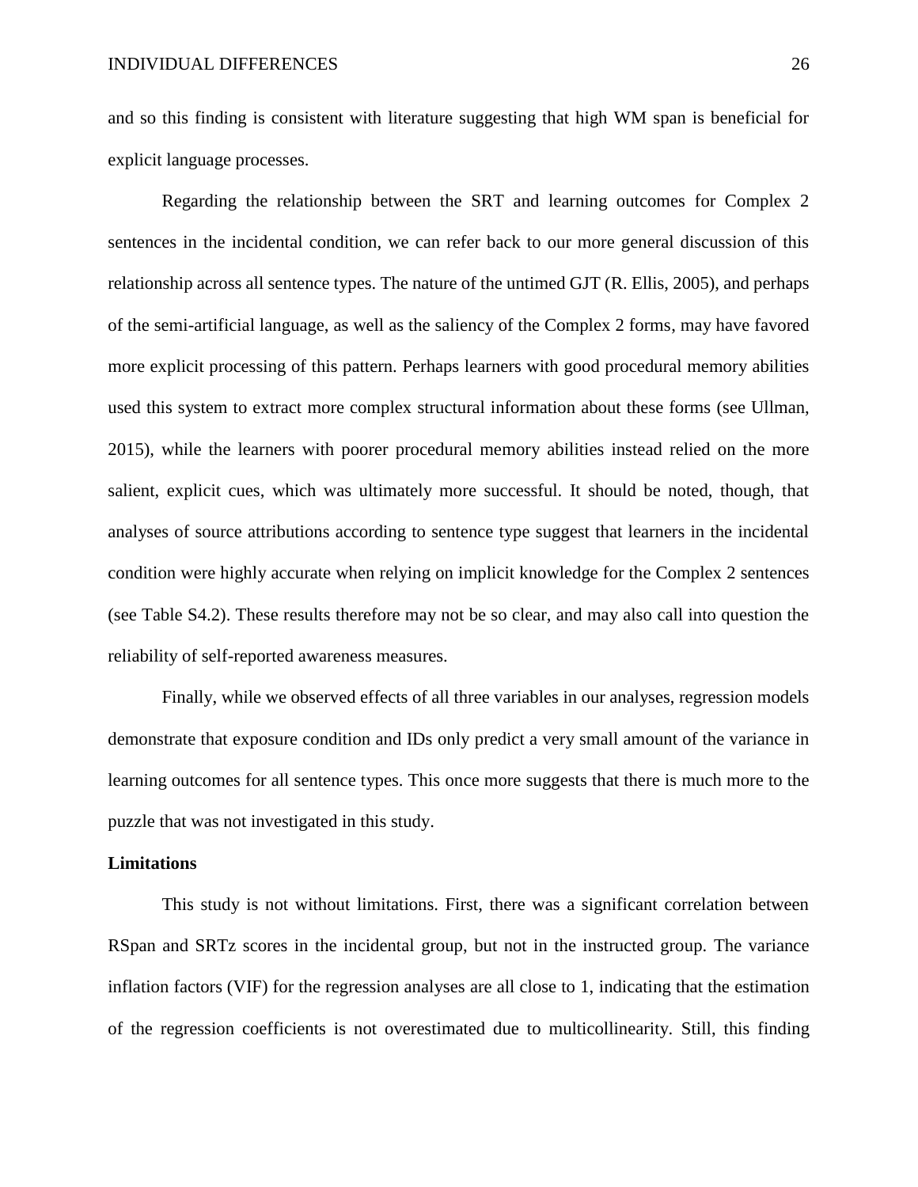and so this finding is consistent with literature suggesting that high WM span is beneficial for explicit language processes.

Regarding the relationship between the SRT and learning outcomes for Complex 2 sentences in the incidental condition, we can refer back to our more general discussion of this relationship across all sentence types. The nature of the untimed GJT (R. Ellis, 2005), and perhaps of the semi-artificial language, as well as the saliency of the Complex 2 forms, may have favored more explicit processing of this pattern. Perhaps learners with good procedural memory abilities used this system to extract more complex structural information about these forms (see Ullman, 2015), while the learners with poorer procedural memory abilities instead relied on the more salient, explicit cues, which was ultimately more successful. It should be noted, though, that analyses of source attributions according to sentence type suggest that learners in the incidental condition were highly accurate when relying on implicit knowledge for the Complex 2 sentences (see Table S4.2). These results therefore may not be so clear, and may also call into question the reliability of self-reported awareness measures.

Finally, while we observed effects of all three variables in our analyses, regression models demonstrate that exposure condition and IDs only predict a very small amount of the variance in learning outcomes for all sentence types. This once more suggests that there is much more to the puzzle that was not investigated in this study.

**Limitations**

This study is not without limitations. First, there was a significant correlation between RSpan and SRTz scores in the incidental group, but not in the instructed group. The variance inflation factors (VIF) for the regression analyses are all close to 1, indicating that the estimation of the regression coefficients is not overestimated due to multicollinearity. Still, this finding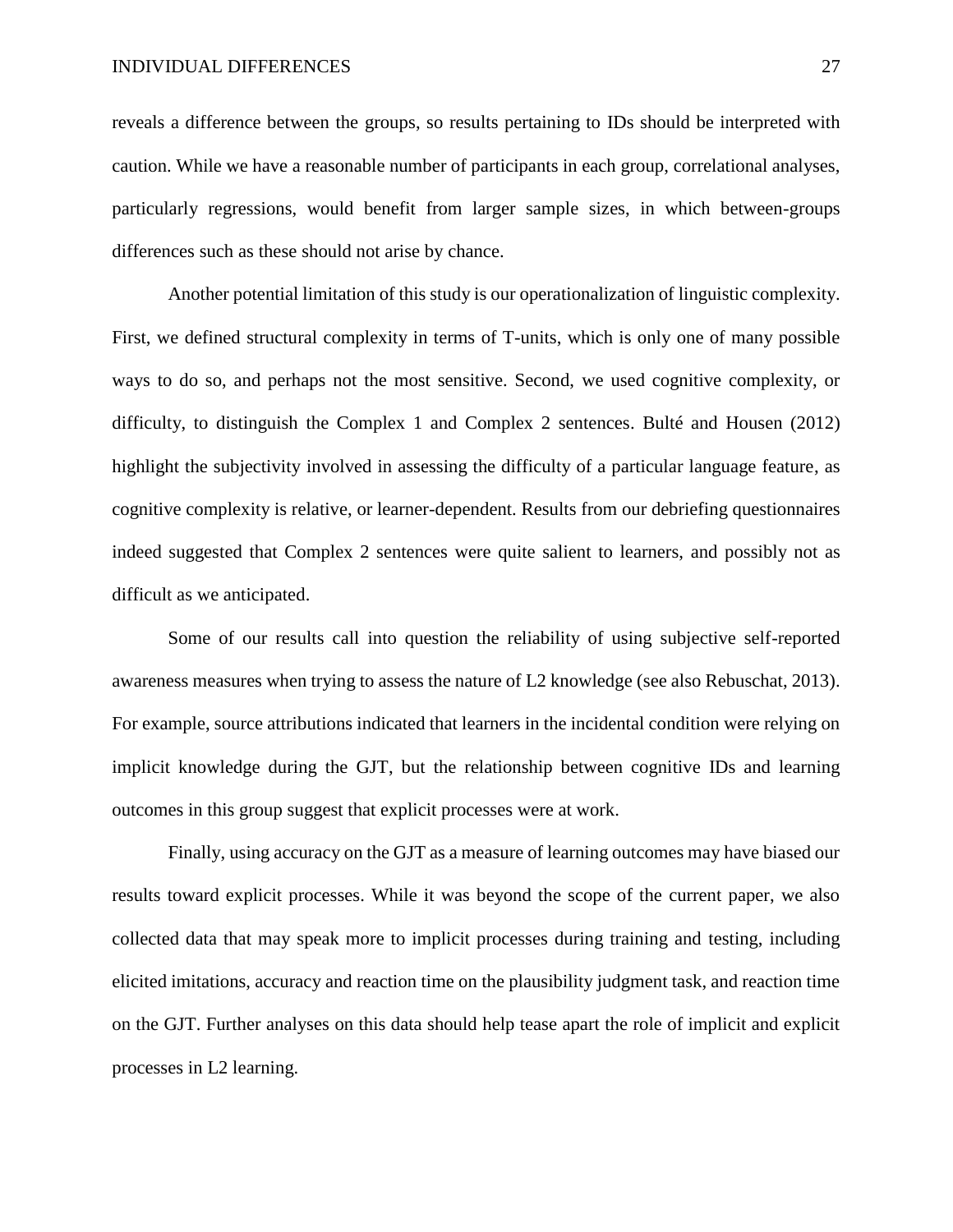reveals a difference between the groups, so results pertaining to IDs should be interpreted with caution. While we have a reasonable number of participants in each group, correlational analyses, particularly regressions, would benefit from larger sample sizes, in which between-groups differences such as these should not arise by chance.

Another potential limitation of this study is our operationalization of linguistic complexity. First, we defined structural complexity in terms of T-units, which is only one of many possible ways to do so, and perhaps not the most sensitive. Second, we used cognitive complexity, or difficulty, to distinguish the Complex 1 and Complex 2 sentences. Bulté and Housen (2012) highlight the subjectivity involved in assessing the difficulty of a particular language feature, as cognitive complexity is relative, or learner-dependent. Results from our debriefing questionnaires indeed suggested that Complex 2 sentences were quite salient to learners, and possibly not as difficult as we anticipated.

Some of our results call into question the reliability of using subjective self-reported awareness measures when trying to assess the nature of L2 knowledge (see also Rebuschat, 2013). For example, source attributions indicated that learners in the incidental condition were relying on implicit knowledge during the GJT, but the relationship between cognitive IDs and learning outcomes in this group suggest that explicit processes were at work.

Finally, using accuracy on the GJT as a measure of learning outcomes may have biased our results toward explicit processes. While it was beyond the scope of the current paper, we also collected data that may speak more to implicit processes during training and testing, including elicited imitations, accuracy and reaction time on the plausibility judgment task, and reaction time on the GJT. Further analyses on this data should help tease apart the role of implicit and explicit processes in L2 learning.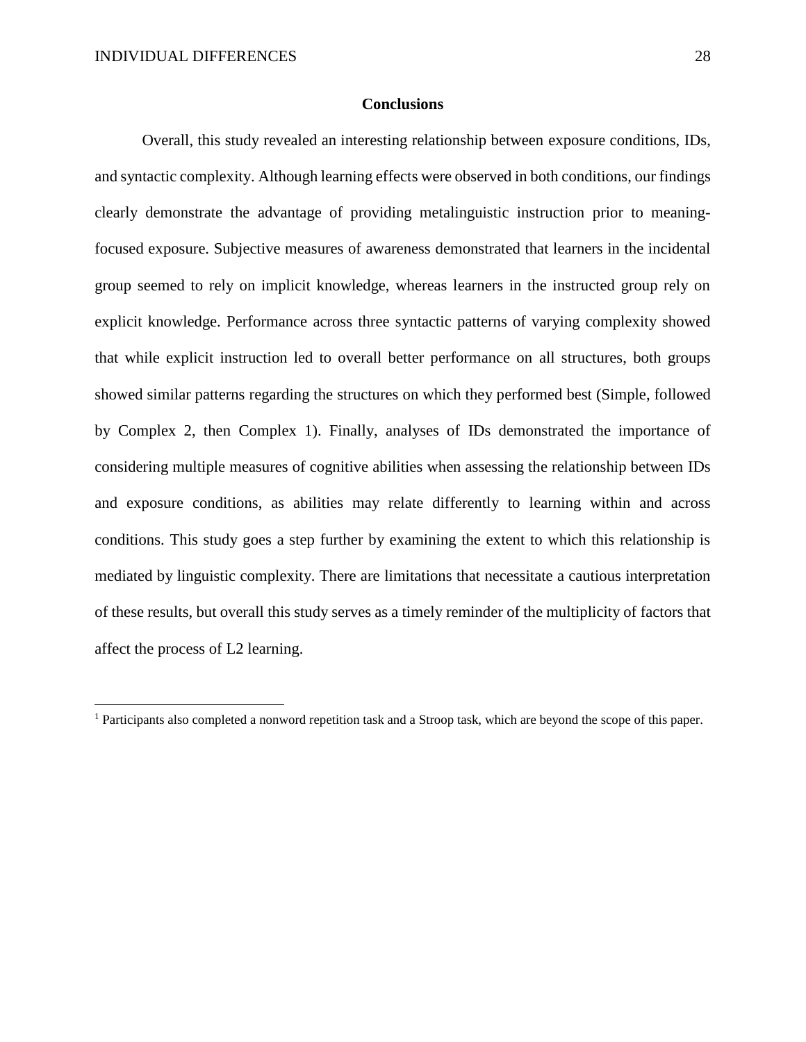## Conclusions

Overall, this study revealed an interesting relationship between exposure conditions, IDs, and syntactic complexity. Although learning effects were observed in both conditions, our findings clearly demonstrate the advantage of providing metalinguistic instruction prior to meaning-focused exposure. Subjective measures of awareness demonstrated that learners in the incidental group seemed to rely on implicit knowledge, whereas learners in the instructed group rely on explicit knowledge. Performance across three syntactic patterns of varying complexity showed that while explicit instruction led to overall better performance on all structures, both groups showed similar patterns regarding the structures on which they performed best (Simple, followed by Complex 2, then Complex 1). Finally, analyses of IDs demonstrated the importance of considering multiple measures of cognitive abilities when assessing the relationship between IDs and exposure conditions, as abilities may relate differently to learning within and across conditions. This study goes a step further by examining the extent to which this relationship is mediated by linguistic complexity. There are limitations that necessitate a cautious interpretation of these results, but overall this study serves as a timely reminder of the multiplicity of factors that affect the process of L2 learning.

---

[1] Participants also completed a nonword repetition task and a Stroop task, which are beyond the scope of this paper.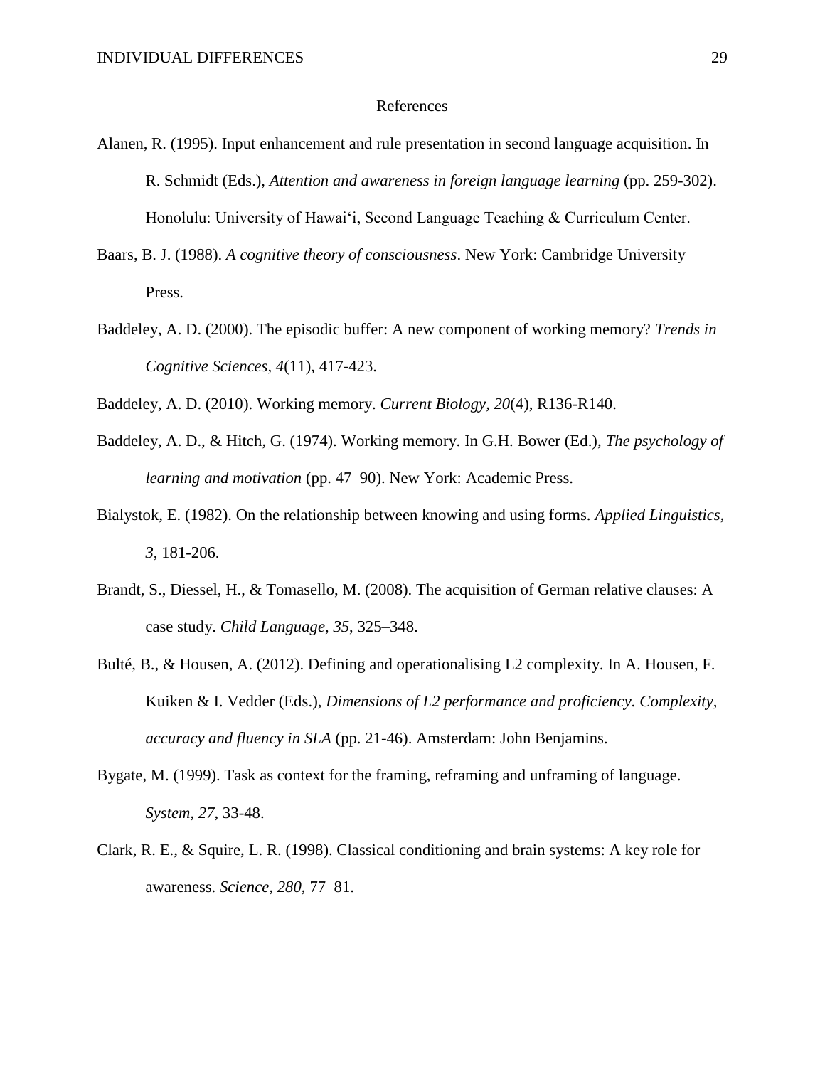# References

Alanen, R. (1995). Input enhancement and rule presentation in second language acquisition. In R. Schmidt (Eds.), *Attention and awareness in foreign language learning* (pp. 259-302). Honolulu: University of Hawai‘i, Second Language Teaching & Curriculum Center.

Baars, B. J. (1988). *A cognitive theory of consciousness*. New York: Cambridge University Press.

Baddeley, A. D. (2000). The episodic buffer: A new component of working memory? *Trends in Cognitive Sciences, 4*(11), 417-423.

Baddeley, A. D. (2010). Working memory. *Current Biology, 20*(4), R136-R140.

Baddeley, A. D., & Hitch, G. (1974). Working memory. In G.H. Bower (Ed.), *The psychology of learning and motivation* (pp. 47–90). New York: Academic Press.

Bialystok, E. (1982). On the relationship between knowing and using forms. *Applied Linguistics*, *3*, 181-206.

Brandt, S., Diessel, H., & Tomasello, M. (2008). The acquisition of German relative clauses: A case study. *Child Language*, *35*, 325–348.

Bulté, B., & Housen, A. (2012). Defining and operationalising L2 complexity. In A. Housen, F. Kuiken & I. Vedder (Eds.), *Dimensions of L2 performance and proficiency. Complexity, accuracy and fluency in SLA* (pp. 21-46). Amsterdam: John Benjamins.

Bygate, M. (1999). Task as context for the framing, reframing and unframing of language. *System*, *27*, 33-48.

Clark, R. E., & Squire, L. R. (1998). Classical conditioning and brain systems: A key role for awareness. *Science*, *280*, 77–81.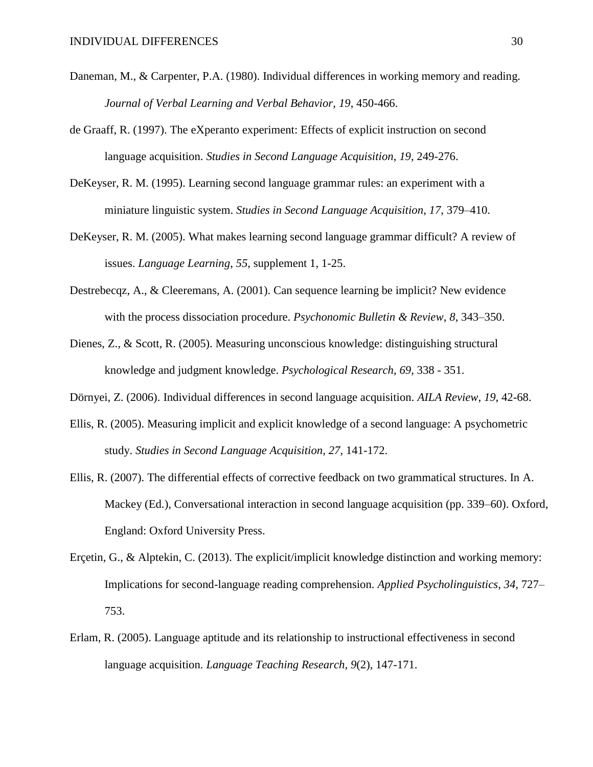Daneman, M., & Carpenter, P.A. (1980). Individual differences in working memory and reading. *Journal of Verbal Learning and Verbal Behavior*, *19*, 450-466.

de Graaff, R. (1997). The eXperanto experiment: Effects of explicit instruction on second language acquisition. *Studies in Second Language Acquisition*, *19*, 249-276.

DeKeyser, R. M. (1995). Learning second language grammar rules: an experiment with a miniature linguistic system. *Studies in Second Language Acquisition*, *17*, 379–410.

DeKeyser, R. M. (2005). What makes learning second language grammar difficult? A review of issues. *Language Learning*, *55*, supplement 1, 1-25.

Destrebecqz, A., & Cleeremans, A. (2001). Can sequence learning be implicit? New evidence with the process dissociation procedure. *Psychonomic Bulletin & Review*, *8*, 343–350.

Dienes, Z., & Scott, R. (2005). Measuring unconscious knowledge: distinguishing structural knowledge and judgment knowledge. *Psychological Research*, *69*, 338 - 351.

Dörnyei, Z. (2006). Individual differences in second language acquisition. *AILA Review*, *19*, 42-68.

Ellis, R. (2005). Measuring implicit and explicit knowledge of a second language: A psychometric study. *Studies in Second Language Acquisition*, *27*, 141-172.

Ellis, R. (2007). The differential effects of corrective feedback on two grammatical structures. In A. Mackey (Ed.), Conversational interaction in second language acquisition (pp. 339–60). Oxford, England: Oxford University Press.

Erçetin, G., & Alptekin, C. (2013). The explicit/implicit knowledge distinction and working memory: Implications for second-language reading comprehension. *Applied Psycholinguistics*, *34*, 727–753.

Erlam, R. (2005). Language aptitude and its relationship to instructional effectiveness in second language acquisition. *Language Teaching Research*, *9*(2), 147-171.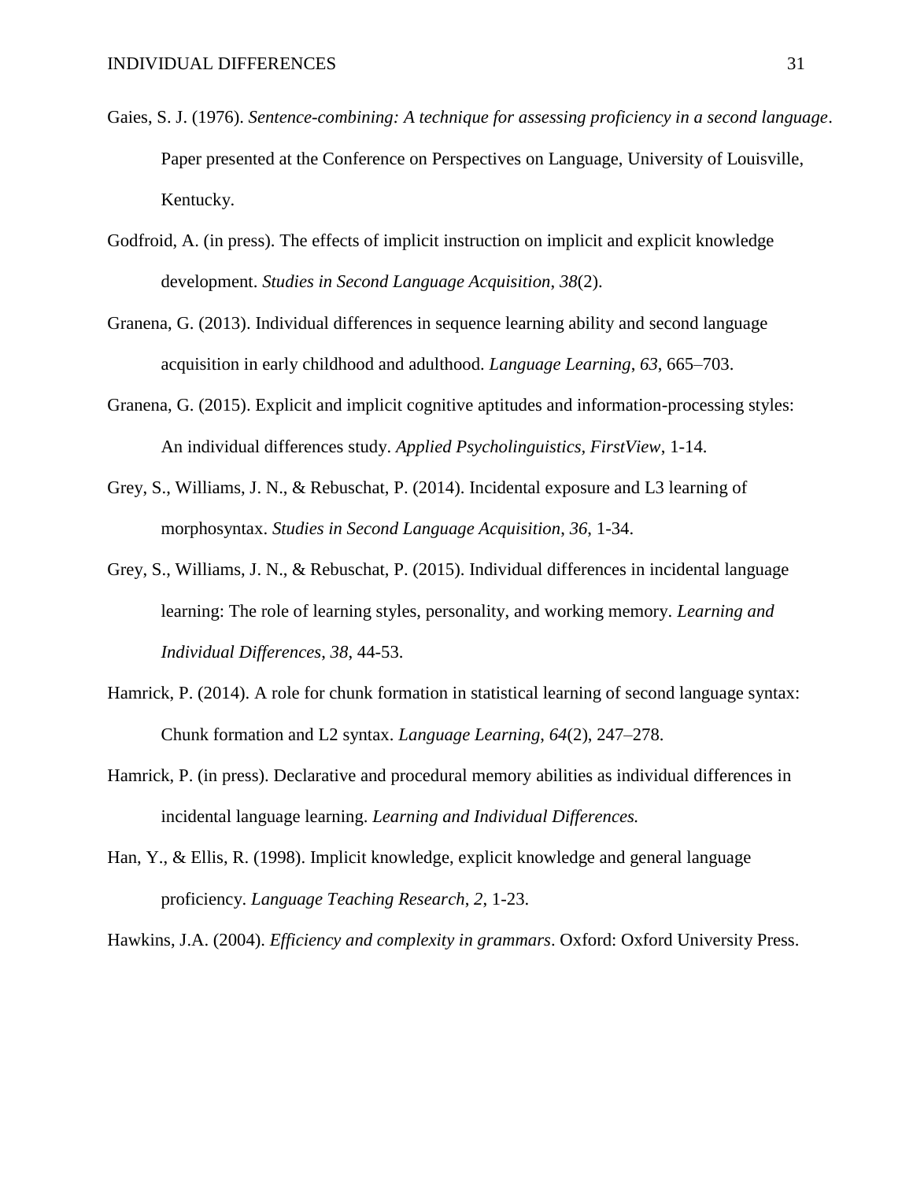Gaies, S. J. (1976). *Sentence-combining: A technique for assessing proficiency in a second language*. Paper presented at the Conference on Perspectives on Language, University of Louisville, Kentucky.

Godfroid, A. (in press). The effects of implicit instruction on implicit and explicit knowledge development. *Studies in Second Language Acquisition*, *38*(2).

Granena, G. (2013). Individual differences in sequence learning ability and second language acquisition in early childhood and adulthood. *Language Learning*, *63*, 665–703.

Granena, G. (2015). Explicit and implicit cognitive aptitudes and information-processing styles: An individual differences study. *Applied Psycholinguistics, FirstView*, 1-14.

Grey, S., Williams, J. N., & Rebuschat, P. (2014). Incidental exposure and L3 learning of morphosyntax. *Studies in Second Language Acquisition*, *36*, 1-34.

Grey, S., Williams, J. N., & Rebuschat, P. (2015). Individual differences in incidental language learning: The role of learning styles, personality, and working memory. *Learning and Individual Differences*, *38*, 44-53.

Hamrick, P. (2014). A role for chunk formation in statistical learning of second language syntax: Chunk formation and L2 syntax. *Language Learning*, *64*(2), 247–278.

Hamrick, P. (in press). Declarative and procedural memory abilities as individual differences in incidental language learning. *Learning and Individual Differences.*

Han, Y., & Ellis, R. (1998). Implicit knowledge, explicit knowledge and general language proficiency. *Language Teaching Research*, *2*, 1-23.

Hawkins, J.A. (2004). *Efficiency and complexity in grammars*. Oxford: Oxford University Press.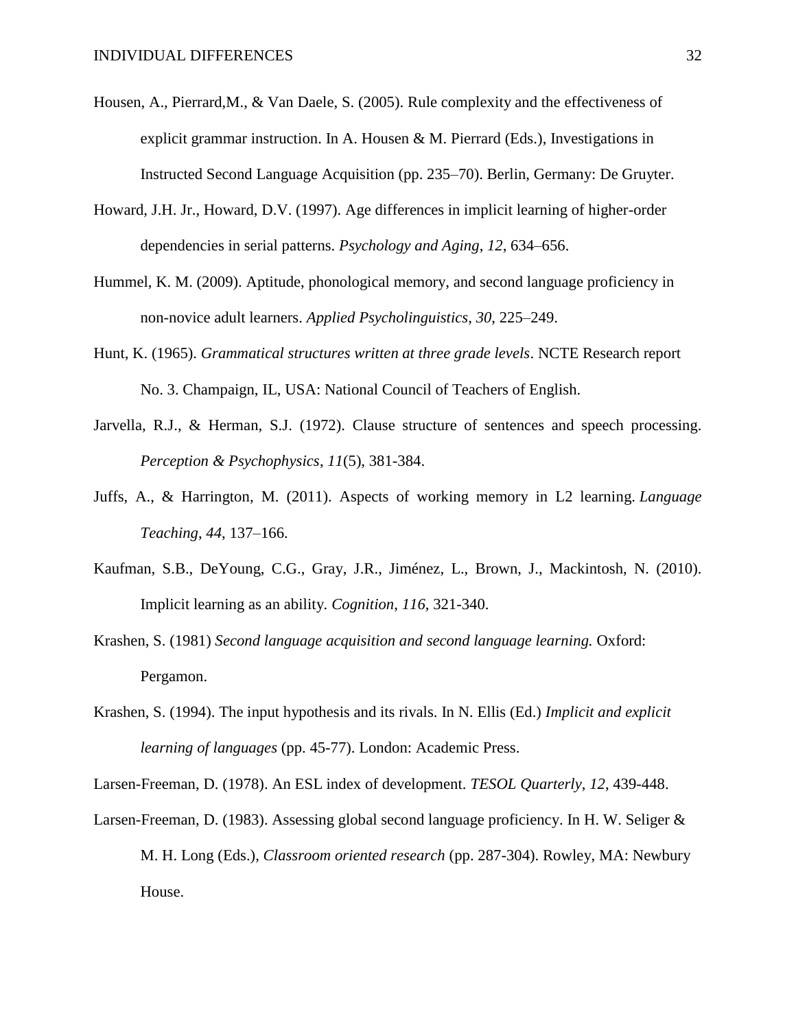Housen, A., Pierrard,M., & Van Daele, S. (2005). Rule complexity and the effectiveness of explicit grammar instruction. In A. Housen & M. Pierrard (Eds.), Investigations in Instructed Second Language Acquisition (pp. 235–70). Berlin, Germany: De Gruyter.

Howard, J.H. Jr., Howard, D.V. (1997). Age differences in implicit learning of higher-order dependencies in serial patterns. *Psychology and Aging*, *12*, 634–656.

Hummel, K. M. (2009). Aptitude, phonological memory, and second language proficiency in non-novice adult learners. *Applied Psycholinguistics*, *30*, 225–249.

Hunt, K. (1965). *Grammatical structures written at three grade levels*. NCTE Research report No. 3. Champaign, IL, USA: National Council of Teachers of English.

Jarvella, R.J., & Herman, S.J. (1972). Clause structure of sentences and speech processing. *Perception & Psychophysics*, *11*(5), 381-384.

Juffs, A., & Harrington, M. (2011). Aspects of working memory in L2 learning. *Language Teaching*, *44*, 137–166.

Kaufman, S.B., DeYoung, C.G., Gray, J.R., Jiménez, L., Brown, J., Mackintosh, N. (2010). Implicit learning as an ability. *Cognition*, *116*, 321-340.

Krashen, S. (1981) *Second language acquisition and second language learning.* Oxford: Pergamon.

Krashen, S. (1994). The input hypothesis and its rivals. In N. Ellis (Ed.) *Implicit and explicit learning of languages* (pp. 45-77). London: Academic Press.

Larsen-Freeman, D. (1978). An ESL index of development. *TESOL Quarterly*, *12*, 439-448.

Larsen-Freeman, D. (1983). Assessing global second language proficiency. In H. W. Seliger & M. H. Long (Eds.), *Classroom oriented research* (pp. 287-304). Rowley, MA: Newbury House.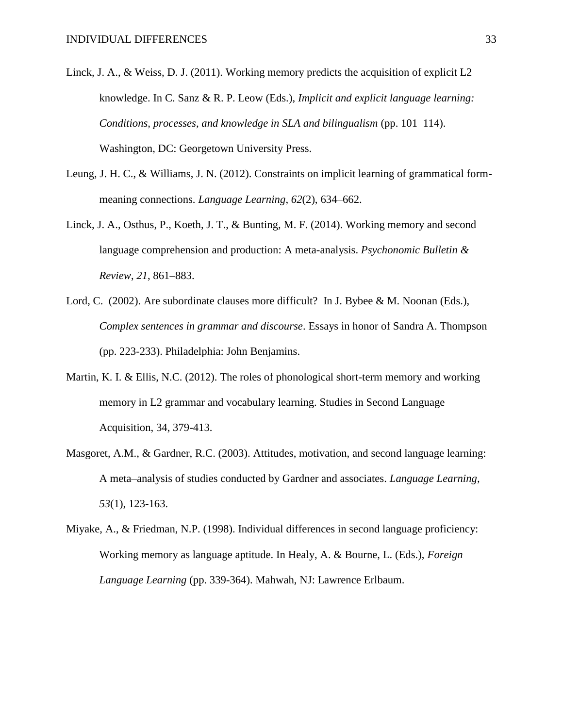Linck, J. A., & Weiss, D. J. (2011). Working memory predicts the acquisition of explicit L2 knowledge. In C. Sanz & R. P. Leow (Eds.), *Implicit and explicit language learning: Conditions, processes, and knowledge in SLA and bilingualism* (pp. 101–114). Washington, DC: Georgetown University Press.

Leung, J. H. C., & Williams, J. N. (2012). Constraints on implicit learning of grammatical form-meaning connections. *Language Learning*, *62*(2), 634–662.

Linck, J. A., Osthus, P., Koeth, J. T., & Bunting, M. F. (2014). Working memory and second language comprehension and production: A meta-analysis. *Psychonomic Bulletin & Review*, *21*, 861–883.

Lord, C. (2002). Are subordinate clauses more difficult? In J. Bybee & M. Noonan (Eds.), *Complex sentences in grammar and discourse*. Essays in honor of Sandra A. Thompson (pp. 223-233). Philadelphia: John Benjamins.

Martin, K. I. & Ellis, N.C. (2012). The roles of phonological short-term memory and working memory in L2 grammar and vocabulary learning. Studies in Second Language Acquisition, 34, 379-413.

Masgoret, A.M., & Gardner, R.C. (2003). Attitudes, motivation, and second language learning: A meta–analysis of studies conducted by Gardner and associates. *Language Learning*, *53*(1), 123-163.

Miyake, A., & Friedman, N.P. (1998). Individual differences in second language proficiency: Working memory as language aptitude. In Healy, A. & Bourne, L. (Eds.), *Foreign Language Learning* (pp. 339-364). Mahwah, NJ: Lawrence Erlbaum.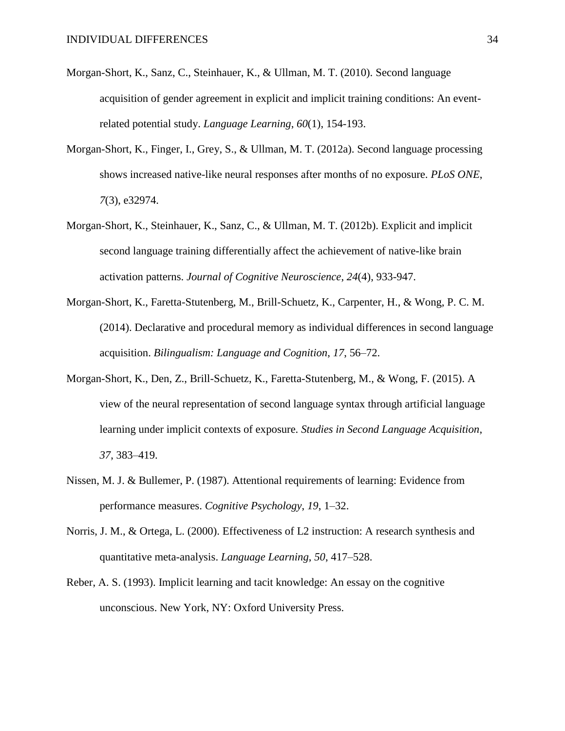Morgan-Short, K., Sanz, C., Steinhauer, K., & Ullman, M. T. (2010). Second language acquisition of gender agreement in explicit and implicit training conditions: An event-related potential study. *Language Learning*, *60*(1), 154-193.

Morgan-Short, K., Finger, I., Grey, S., & Ullman, M. T. (2012a). Second language processing shows increased native-like neural responses after months of no exposure. *PLoS ONE*, *7*(3), e32974.

Morgan-Short, K., Steinhauer, K., Sanz, C., & Ullman, M. T. (2012b). Explicit and implicit second language training differentially affect the achievement of native-like brain activation patterns. *Journal of Cognitive Neuroscience*, *24*(4), 933-947.

Morgan-Short, K., Faretta-Stutenberg, M., Brill-Schuetz, K., Carpenter, H., & Wong, P. C. M. (2014). Declarative and procedural memory as individual differences in second language acquisition. *Bilingualism: Language and Cognition*, *17*, 56–72.

Morgan-Short, K., Den, Z., Brill-Schuetz, K., Faretta-Stutenberg, M., & Wong, F. (2015). A view of the neural representation of second language syntax through artificial language learning under implicit contexts of exposure. *Studies in Second Language Acquisition*, *37*, 383–419.

Nissen, M. J. & Bullemer, P. (1987). Attentional requirements of learning: Evidence from performance measures. *Cognitive Psychology*, *19*, 1–32.

Norris, J. M., & Ortega, L. (2000). Effectiveness of L2 instruction: A research synthesis and quantitative meta-analysis. *Language Learning*, *50*, 417–528.

Reber, A. S. (1993). Implicit learning and tacit knowledge: An essay on the cognitive unconscious. New York, NY: Oxford University Press.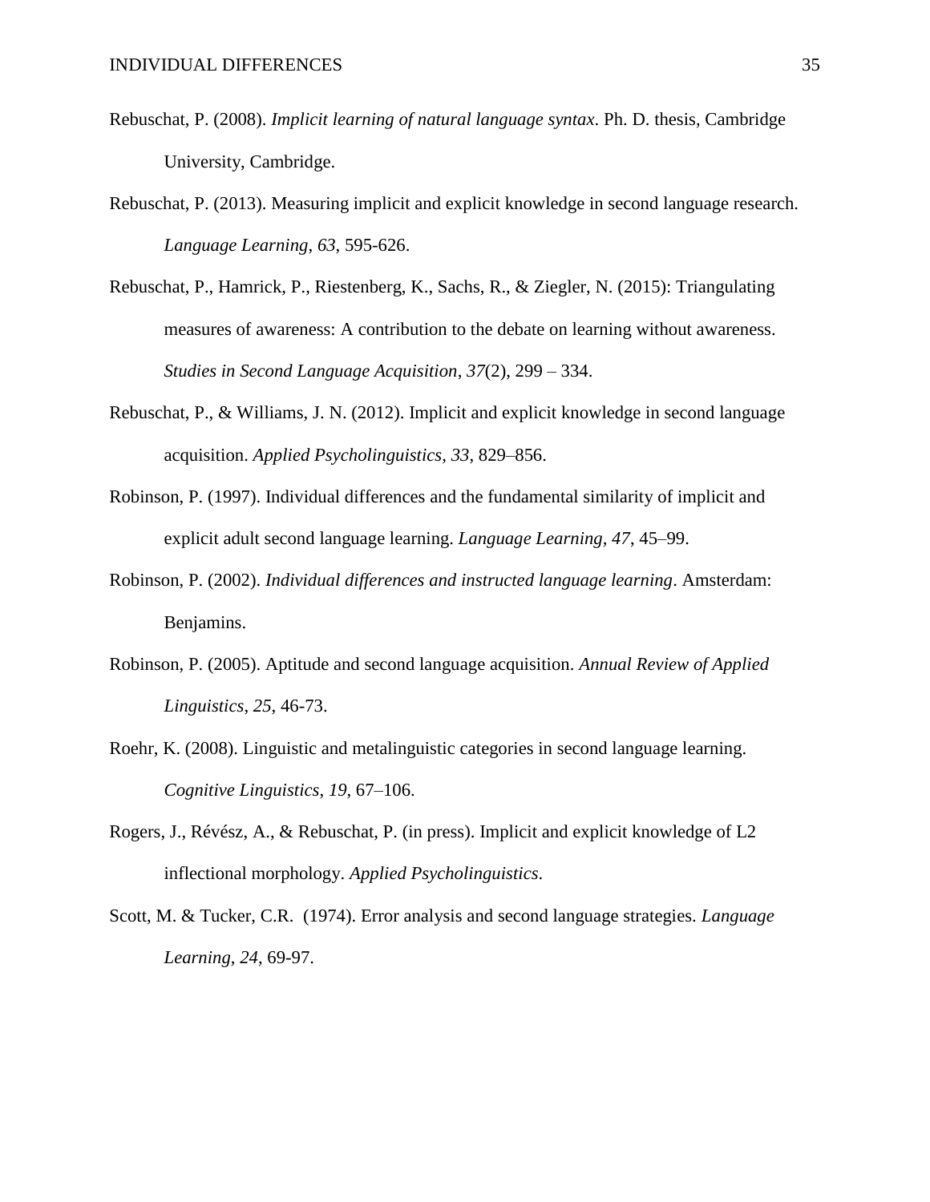Rebuschat, P. (2008). *Implicit learning of natural language syntax*. Ph. D. thesis, Cambridge University, Cambridge.

Rebuschat, P. (2013). Measuring implicit and explicit knowledge in second language research. *Language Learning*, *63*, 595-626.

Rebuschat, P., Hamrick, P., Riestenberg, K., Sachs, R., & Ziegler, N. (2015): Triangulating measures of awareness: A contribution to the debate on learning without awareness. *Studies in Second Language Acquisition*, *37*(2), 299 – 334.

Rebuschat, P., & Williams, J. N. (2012). Implicit and explicit knowledge in second language acquisition. *Applied Psycholinguistics*, *33*, 829–856.

Robinson, P. (1997). Individual differences and the fundamental similarity of implicit and explicit adult second language learning. *Language Learning*, *47*, 45–99.

Robinson, P. (2002). *Individual differences and instructed language learning*. Amsterdam: Benjamins.

Robinson, P. (2005). Aptitude and second language acquisition. *Annual Review of Applied Linguistics*, *25*, 46-73.

Roehr, K. (2008). Linguistic and metalinguistic categories in second language learning. *Cognitive Linguistics*, *19*, 67–106.

Rogers, J., Révész, A., & Rebuschat, P. (in press). Implicit and explicit knowledge of L2 inflectional morphology. *Applied Psycholinguistics*.

Scott, M. & Tucker, C.R. (1974). Error analysis and second language strategies. *Language Learning*, *24*, 69-97.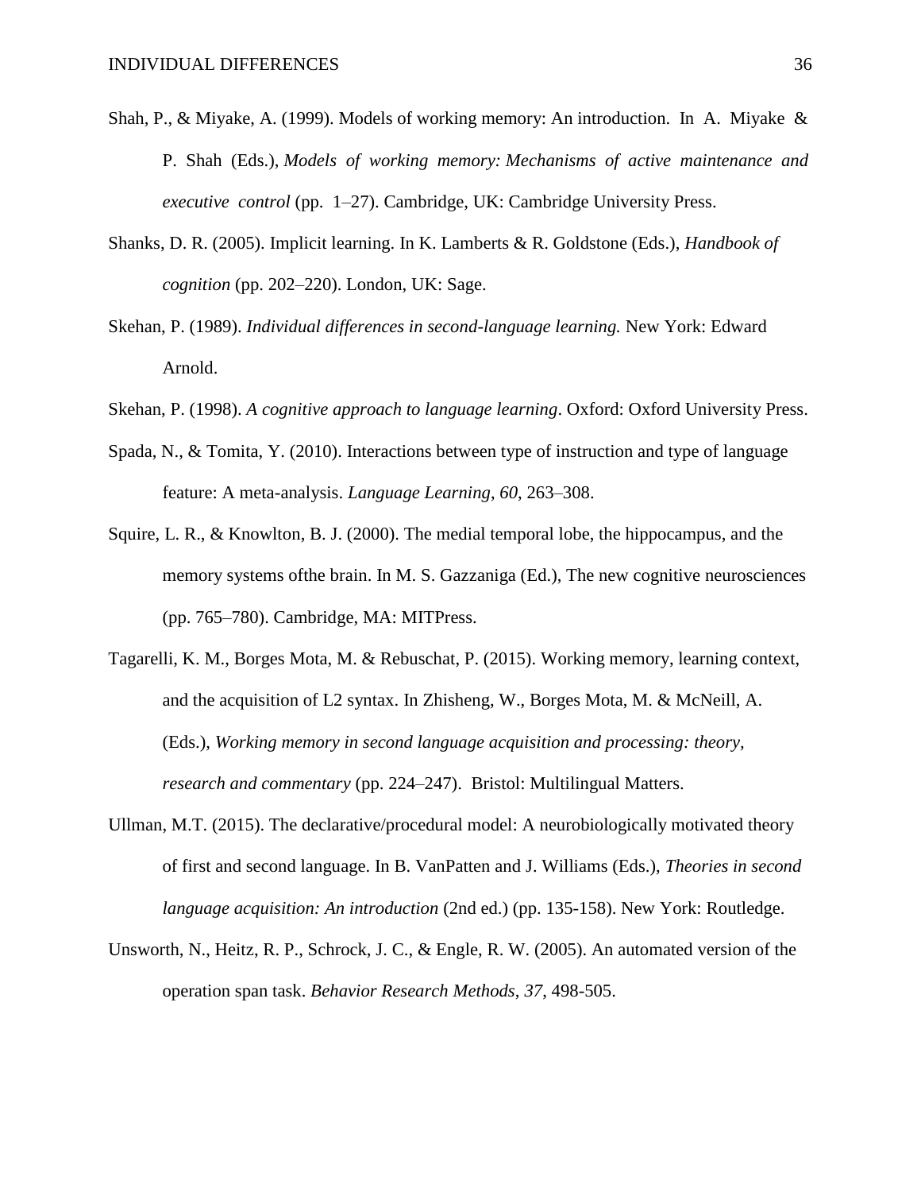Shah, P., & Miyake, A. (1999). Models of working memory: An introduction. In A. Miyake & P. Shah (Eds.), *Models of working memory: Mechanisms of active maintenance and executive control* (pp. 1–27). Cambridge, UK: Cambridge University Press.

Shanks, D. R. (2005). Implicit learning. In K. Lamberts & R. Goldstone (Eds.), *Handbook of cognition* (pp. 202–220). London, UK: Sage.

Skehan, P. (1989). *Individual differences in second-language learning.* New York: Edward Arnold.

Skehan, P. (1998). *A cognitive approach to language learning*. Oxford: Oxford University Press.

Spada, N., & Tomita, Y. (2010). Interactions between type of instruction and type of language feature: A meta-analysis. *Language Learning*, *60*, 263–308.

Squire, L. R., & Knowlton, B. J. (2000). The medial temporal lobe, the hippocampus, and the memory systems ofthe brain. In M. S. Gazzaniga (Ed.), The new cognitive neurosciences (pp. 765–780). Cambridge, MA: MITPress.

Tagarelli, K. M., Borges Mota, M. & Rebuschat, P. (2015). Working memory, learning context, and the acquisition of L2 syntax. In Zhisheng, W., Borges Mota, M. & McNeill, A. (Eds.), *Working memory in second language acquisition and processing: theory, research and commentary* (pp. 224–247). Bristol: Multilingual Matters.

Ullman, M.T. (2015). The declarative/procedural model: A neurobiologically motivated theory of first and second language. In B. VanPatten and J. Williams (Eds.), *Theories in second language acquisition: An introduction* (2nd ed.) (pp. 135-158). New York: Routledge.

Unsworth, N., Heitz, R. P., Schrock, J. C., & Engle, R. W. (2005). An automated version of the operation span task. *Behavior Research Methods*, *37*, 498-505.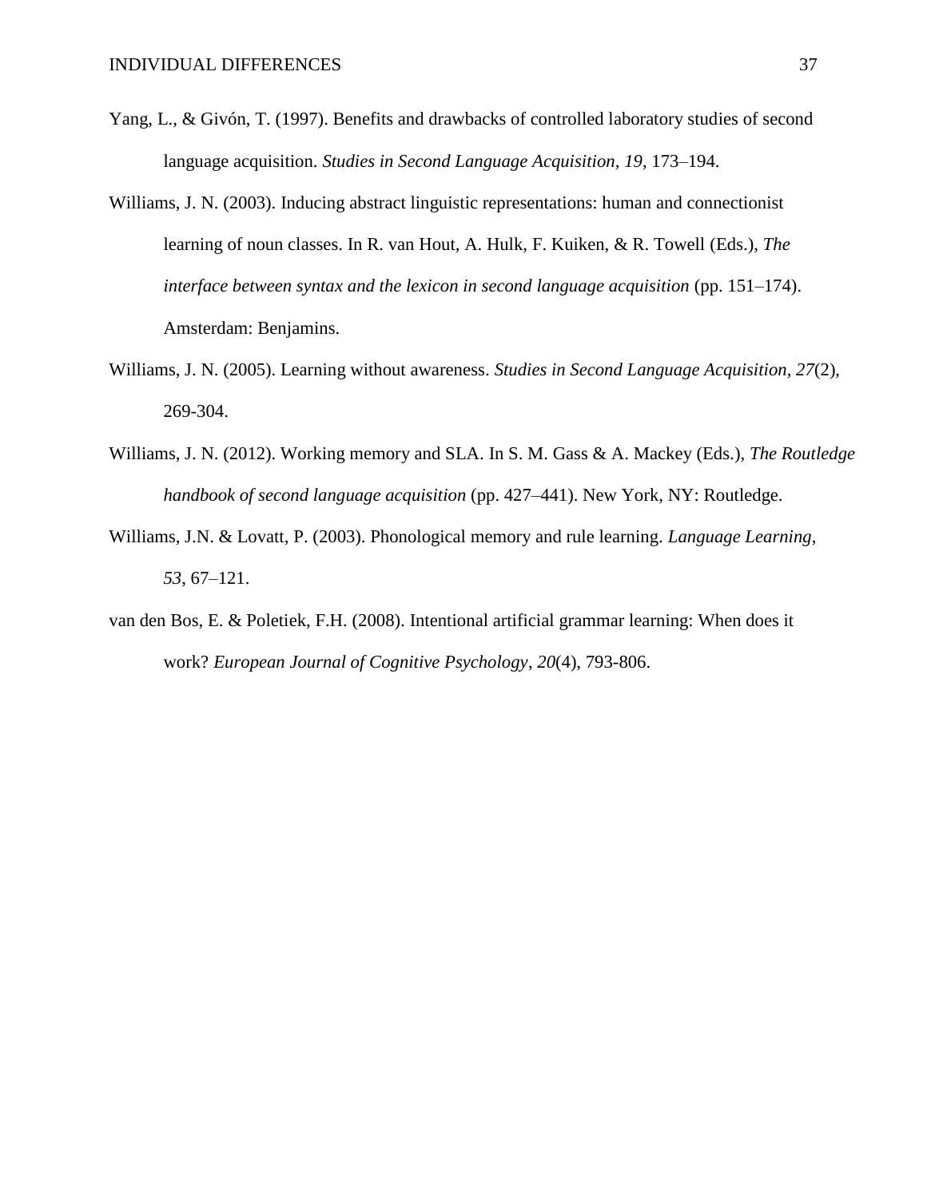Yang, L., & Givón, T. (1997). Benefits and drawbacks of controlled laboratory studies of second language acquisition. *Studies in Second Language Acquisition*, *19*, 173–194.

Williams, J. N. (2003). Inducing abstract linguistic representations: human and connectionist learning of noun classes. In R. van Hout, A. Hulk, F. Kuiken, & R. Towell (Eds.), *The interface between syntax and the lexicon in second language acquisition* (pp. 151–174). Amsterdam: Benjamins.

Williams, J. N. (2005). Learning without awareness. *Studies in Second Language Acquisition*, *27*(2), 269-304.

Williams, J. N. (2012). Working memory and SLA. In S. M. Gass & A. Mackey (Eds.), *The Routledge handbook of second language acquisition* (pp. 427–441). New York, NY: Routledge.

Williams, J.N. & Lovatt, P. (2003). Phonological memory and rule learning. *Language Learning*, *53*, 67–121.

van den Bos, E. & Poletiek, F.H. (2008). Intentional artificial grammar learning: When does it work? *European Journal of Cognitive Psychology*, *20*(4), 793-806.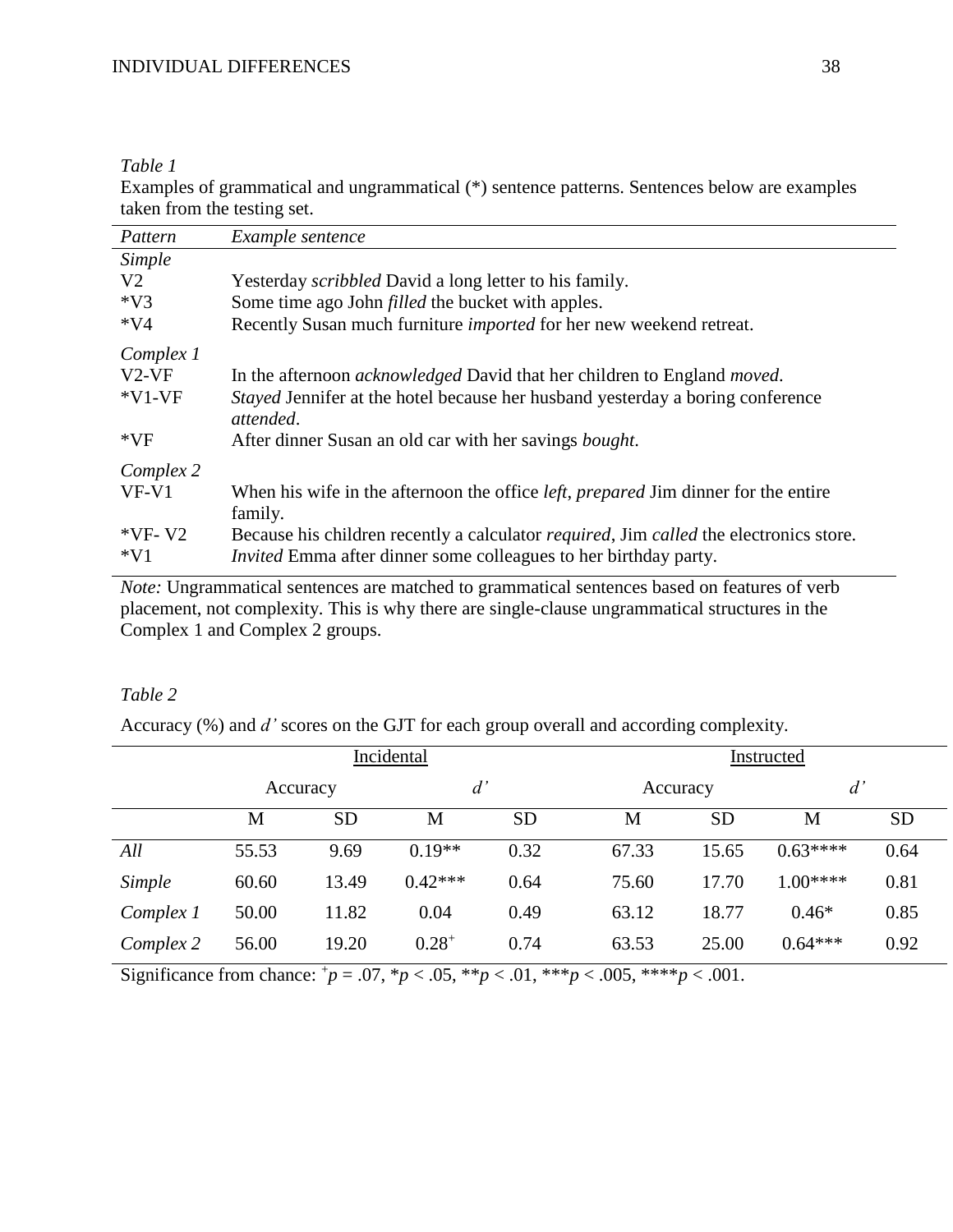*Table 1*

Examples of grammatical and ungrammatical (*) sentence patterns. Sentences below are examples taken from the testing set.

| *Pattern* | *Example sentence* |
|---|---|
| *Simple* | |
| V2 | Yesterday *scribbled* David a long letter to his family. |
| *V3 | Some time ago John *filled* the bucket with apples. |
| *V4 | Recently Susan much furniture *imported* for her new weekend retreat. |
| *Complex 1* | |
| V2-VF | In the afternoon *acknowledged* David that her children to England *moved*. |
| *V1-VF | *Stayed* Jennifer at the hotel because her husband yesterday a boring conference *attended*. |
| *VF | After dinner Susan an old car with her savings *bought*. |
| *Complex 2* | |
| VF-V1 | When his wife in the afternoon the office *left*, *prepared* Jim dinner for the entire family. |
| *VF- V2 | Because his children recently a calculator *required*, Jim *called* the electronics store. |
| *V1 | *Invited* Emma after dinner some colleagues to her birthday party. |

*Note:* Ungrammatical sentences are matched to grammatical sentences based on features of verb placement, not complexity. This is why there are single-clause ungrammatical structures in the Complex 1 and Complex 2 groups.

*Table 2*

Accuracy (%) and *d'* scores on the GJT for each group overall and according complexity.

| | Incidental | | | | Instructed | | | |
|---|---|---|---|---|---|---|---|---|
| | Accuracy | | *d'* | | Accuracy | | *d'* | |
| | M | SD | M | SD | M | SD | M | SD |
| *All* | 55.53 | 9.69 | 0.19** | 0.32 | 67.33 | 15.65 | 0.63**** | 0.64 |
| *Simple* | 60.60 | 13.49 | 0.42*** | 0.64 | 75.60 | 17.70 | 1.00**** | 0.81 |
| *Complex 1* | 50.00 | 11.82 | 0.04 | 0.49 | 63.12 | 18.77 | 0.46* | 0.85 |
| *Complex 2* | 56.00 | 19.20 | $0.28^{+}$ | 0.74 | 63.53 | 25.00 | 0.64*** | 0.92 |

Significance from chance: $^{+}p = .07$, $^{*}p < .05$, $^{**}p < .01$, $^{***}p < .005$, $^{****}p < .001$.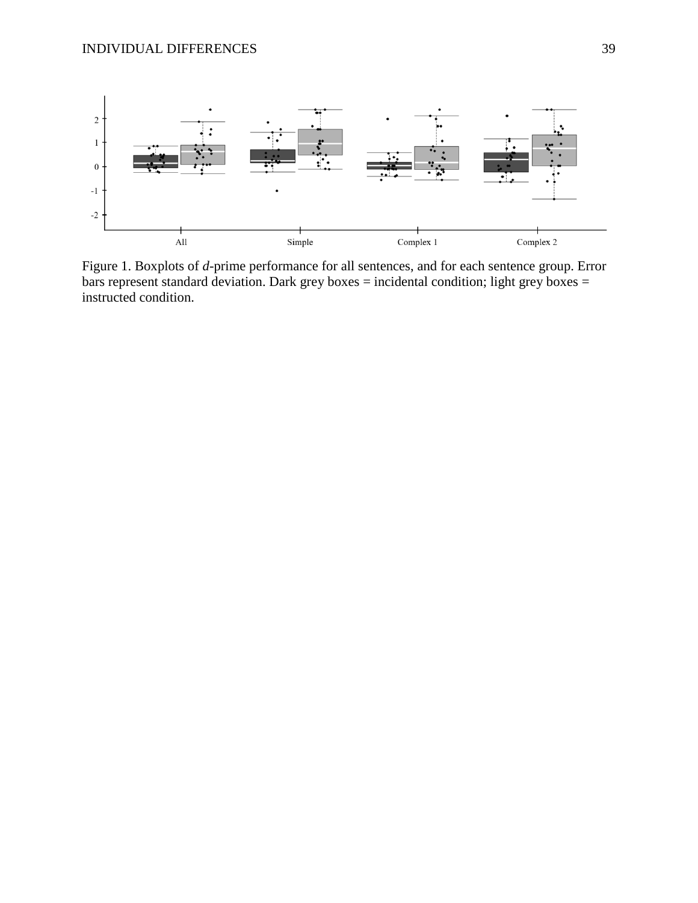2
1
0
-1
-2

All
Simple
Complex 1
Complex 2

Figure 1. Boxplots of *d*-prime performance for all sentences, and for each sentence group. Error bars represent standard deviation. Dark grey boxes = incidental condition; light grey boxes = instructed condition.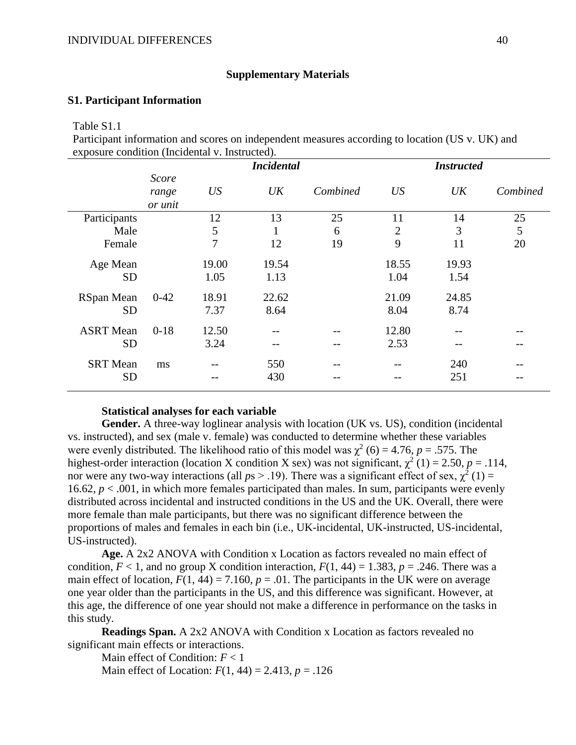## Supplementary Materials

### S1. Participant Information

Table S1.1

Participant information and scores on independent measures according to location (US v. UK) and exposure condition (Incidental v. Instructed).

| | | ***Incidental*** | | | ***Instructed*** | | |
|---|---|---|---|---|---|---|---|
| | *Score range or unit* | *US* | *UK* | *Combined* | *US* | *UK* | *Combined* |
| Participants | | 12 | 13 | 25 | 11 | 14 | 25 |
| Male | | 5 | 1 | 6 | 2 | 3 | 5 |
| Female | | 7 | 12 | 19 | 9 | 11 | 20 |
| Age Mean | | 19.00 | 19.54 | | 18.55 | 19.93 | |
| SD | | 1.05 | 1.13 | | 1.04 | 1.54 | |
| RSpan Mean | 0-42 | 18.91 | 22.62 | | 21.09 | 24.85 | |
| SD | | 7.37 | 8.64 | | 8.04 | 8.74 | |
| ASRT Mean | 0-18 | 12.50 | -- | -- | 12.80 | -- | -- |
| SD | | 3.24 | -- | -- | 2.53 | -- | -- |
| SRT Mean | ms | -- | 550 | -- | -- | 240 | -- |
| SD | | -- | 430 | -- | -- | 251 | -- |

**Statistical analyses for each variable**

**Gender.** A three-way loglinear analysis with location (UK vs. US), condition (incidental vs. instructed), and sex (male v. female) was conducted to determine whether these variables were evenly distributed. The likelihood ratio of this model was $\chi^2$ (6) = 4.76, $p$ = .575. The highest-order interaction (location X condition X sex) was not significant, $\chi^2$ (1) = 2.50, $p$ = .114, nor were any two-way interactions (all $p$s > .19). There was a significant effect of sex, $\chi^2$ (1) = 16.62, $p$ < .001, in which more females participated than males. In sum, participants were evenly distributed across incidental and instructed conditions in the US and the UK. Overall, there were more female than male participants, but there was no significant difference between the proportions of males and females in each bin (i.e., UK-incidental, UK-instructed, US-incidental, US-instructed).

**Age.** A 2x2 ANOVA with Condition x Location as factors revealed no main effect of condition, $F$ < 1, and no group X condition interaction, $F(1, 44) = 1.383$, $p$ = .246. There was a main effect of location, $F(1, 44) = 7.160$, $p$ = .01. The participants in the UK were on average one year older than the participants in the US, and this difference was significant. However, at this age, the difference of one year should not make a difference in performance on the tasks in this study.

**Readings Span.** A 2x2 ANOVA with Condition x Location as factors revealed no significant main effects or interactions.

Main effect of Condition: $F$ < 1

Main effect of Location: $F(1, 44) = 2.413$, $p$ = .126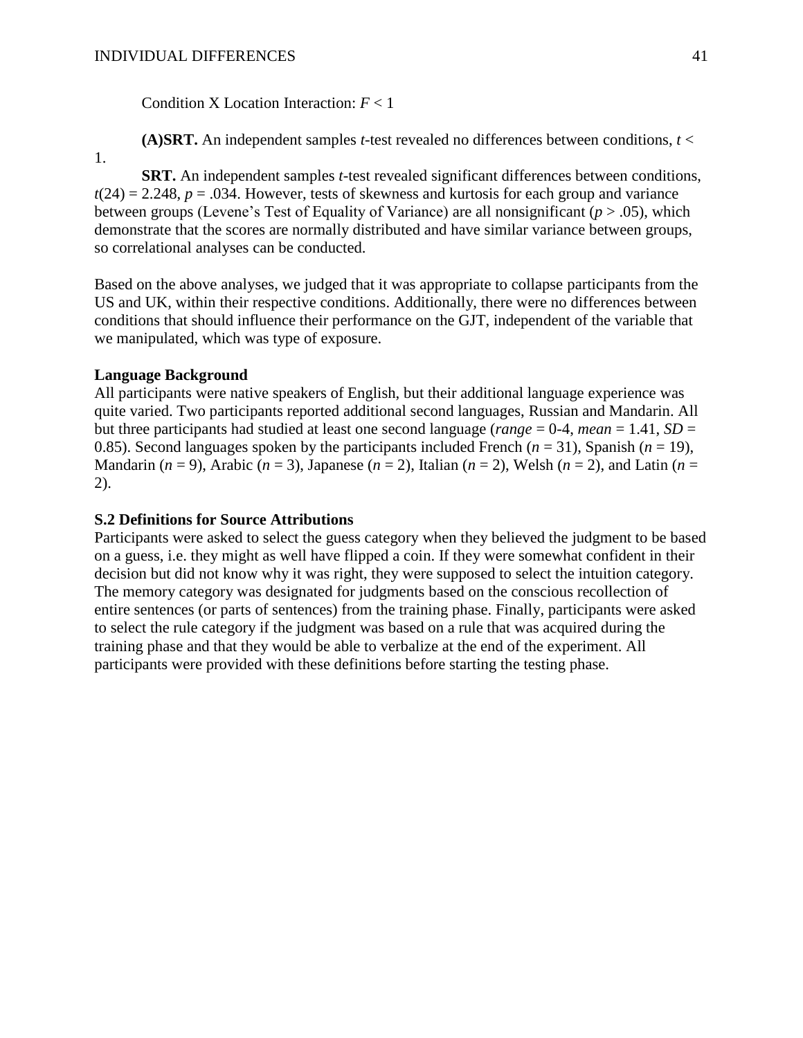Condition X Location Interaction: $F < 1$

**(A)SRT.** An independent samples *t*-test revealed no differences between conditions, $t < 1$.

**SRT.** An independent samples *t*-test revealed significant differences between conditions, $t(24) = 2.248$, $p = .034$. However, tests of skewness and kurtosis for each group and variance between groups (Levene's Test of Equality of Variance) are all nonsignificant ($p > .05$), which demonstrate that the scores are normally distributed and have similar variance between groups, so correlational analyses can be conducted.

Based on the above analyses, we judged that it was appropriate to collapse participants from the US and UK, within their respective conditions. Additionally, there were no differences between conditions that should influence their performance on the GJT, independent of the variable that we manipulated, which was type of exposure.

**Language Background**

All participants were native speakers of English, but their additional language experience was quite varied. Two participants reported additional second languages, Russian and Mandarin. All but three participants had studied at least one second language (*range* = 0-4, *mean* = 1.41, *SD* = 0.85). Second languages spoken by the participants included French ($n = 31$), Spanish ($n = 19$), Mandarin ($n = 9$), Arabic ($n = 3$), Japanese ($n = 2$), Italian ($n = 2$), Welsh ($n = 2$), and Latin ($n = 2$).

**S.2 Definitions for Source Attributions**

Participants were asked to select the guess category when they believed the judgment to be based on a guess, i.e. they might as well have flipped a coin. If they were somewhat confident in their decision but did not know why it was right, they were supposed to select the intuition category. The memory category was designated for judgments based on the conscious recollection of entire sentences (or parts of sentences) from the training phase. Finally, participants were asked to select the rule category if the judgment was based on a rule that was acquired during the training phase and that they would be able to verbalize at the end of the experiment. All participants were provided with these definitions before starting the testing phase.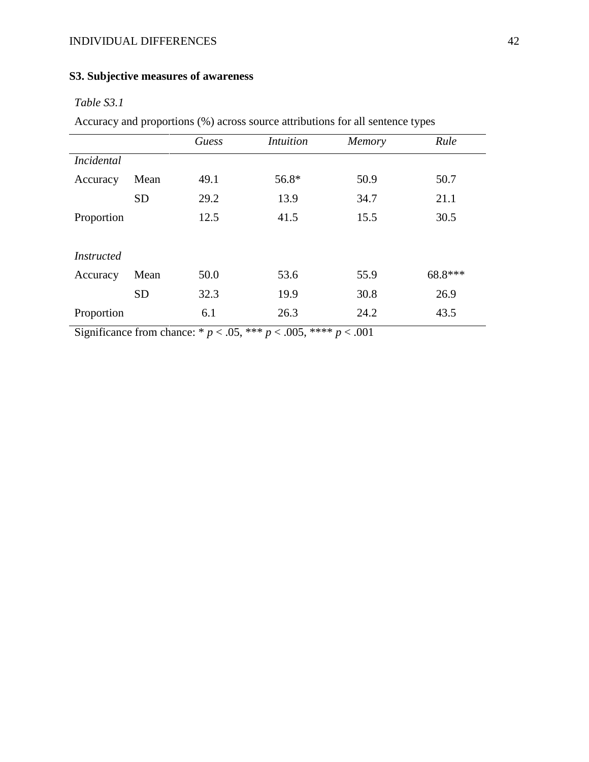### S3. Subjective measures of awareness

*Table S3.1*

Accuracy and proportions (%) across source attributions for all sentence types

| | | *Guess* | *Intuition* | *Memory* | *Rule* |
|---|---|---|---|---|---|
| *Incidental* | | | | | |
| Accuracy | Mean | 49.1 | 56.8* | 50.9 | 50.7 |
| | SD | 29.2 | 13.9 | 34.7 | 21.1 |
| Proportion | | 12.5 | 41.5 | 15.5 | 30.5 |
| | | | | | |
| *Instructed* | | | | | |
| Accuracy | Mean | 50.0 | 53.6 | 55.9 | 68.8*** |
| | SD | 32.3 | 19.9 | 30.8 | 26.9 |
| Proportion | | 6.1 | 26.3 | 24.2 | 43.5 |

Significance from chance: * $p < .05$, *** $p < .005$, **** $p < .001$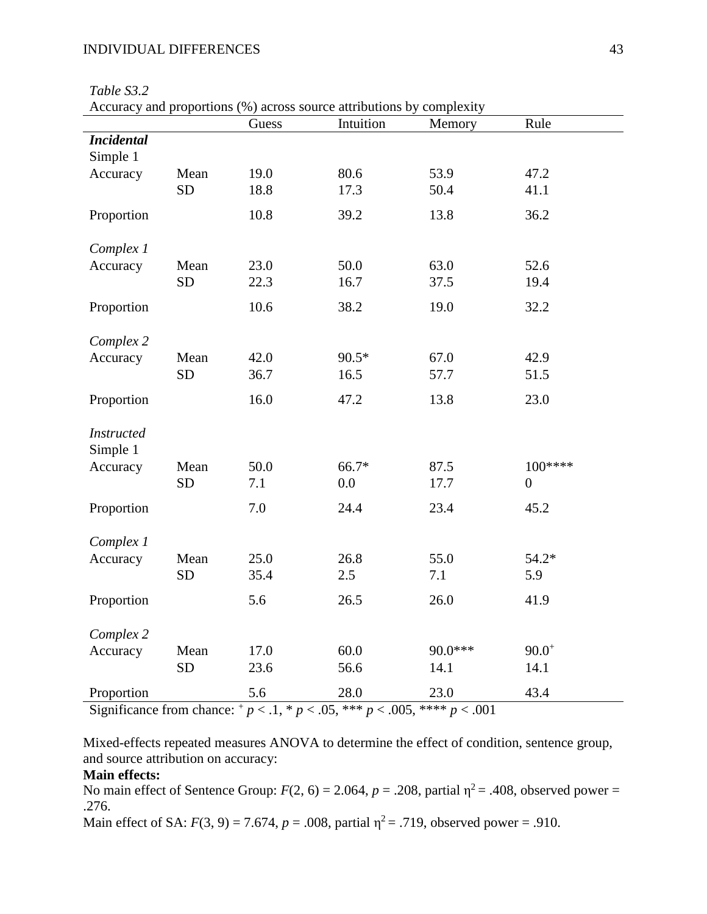*Table S3.2*

Accuracy and proportions (%) across source attributions by complexity

| | | Guess | Intuition | Memory | Rule |
|---|---|---|---|---|---|
| ***Incidental*** | | | | | |
| Simple 1 | | | | | |
| Accuracy | Mean | 19.0 | 80.6 | 53.9 | 47.2 |
| | SD | 18.8 | 17.3 | 50.4 | 41.1 |
| Proportion | | 10.8 | 39.2 | 13.8 | 36.2 |
| *Complex 1* | | | | | |
| Accuracy | Mean | 23.0 | 50.0 | 63.0 | 52.6 |
| | SD | 22.3 | 16.7 | 37.5 | 19.4 |
| Proportion | | 10.6 | 38.2 | 19.0 | 32.2 |
| *Complex 2* | | | | | |
| Accuracy | Mean | 42.0 | 90.5* | 67.0 | 42.9 |
| | SD | 36.7 | 16.5 | 57.7 | 51.5 |
| Proportion | | 16.0 | 47.2 | 13.8 | 23.0 |
| *Instructed* | | | | | |
| Simple 1 | | | | | |
| Accuracy | Mean | 50.0 | 66.7* | 87.5 | 100**** |
| | SD | 7.1 | 0.0 | 17.7 | 0 |
| Proportion | | 7.0 | 24.4 | 23.4 | 45.2 |
| *Complex 1* | | | | | |
| Accuracy | Mean | 25.0 | 26.8 | 55.0 | 54.2* |
| | SD | 35.4 | 2.5 | 7.1 | 5.9 |
| Proportion | | 5.6 | 26.5 | 26.0 | 41.9 |
| *Complex 2* | | | | | |
| Accuracy | Mean | 17.0 | 60.0 | 90.0*** | $90.0^{+}$ |
| | SD | 23.6 | 56.6 | 14.1 | 14.1 |
| Proportion | | 5.6 | 28.0 | 23.0 | 43.4 |

Significance from chance: $^{+}$ $p < .1$, * $p < .05$, *** $p < .005$, **** $p < .001$

Mixed-effects repeated measures ANOVA to determine the effect of condition, sentence group, and source attribution on accuracy:

**Main effects:**

No main effect of Sentence Group: $F(2, 6) = 2.064$, $p = .208$, partial $\eta^2 = .408$, observed power = .276.

Main effect of SA: $F(3, 9) = 7.674$, $p = .008$, partial $\eta^2 = .719$, observed power = .910.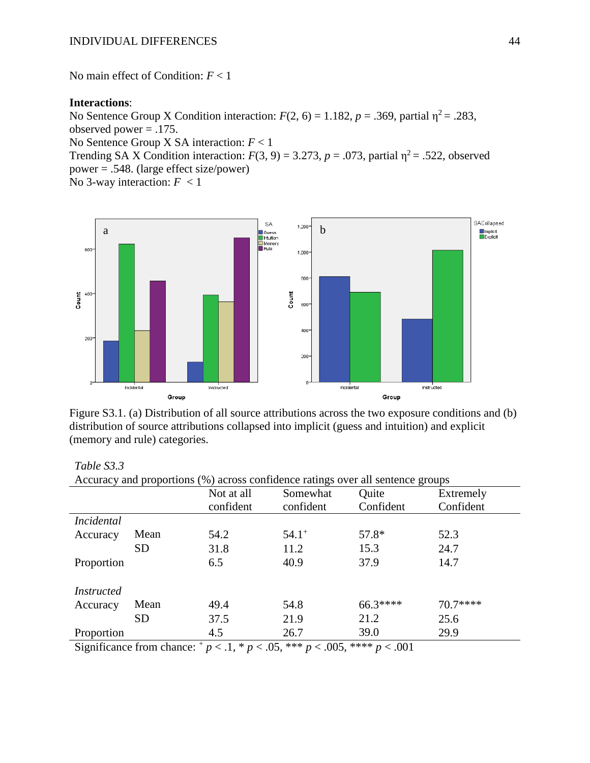No main effect of Condition: $F < 1$

**Interactions**:
No Sentence Group X Condition interaction: $F(2, 6) = 1.182$, $p = .369$, partial $\eta^2 = .283$, observed power = .175.
No Sentence Group X SA interaction: $F < 1$
Trending SA X Condition interaction: $F(3, 9) = 3.273$, $p = .073$, partial $\eta^2 = .522$, observed power = .548. (large effect size/power)
No 3-way interaction: $F < 1$

a
SA
Guess
Intuition
Memory
Rule
Count
0
200
400
600
Incidental
Instructed
Group

b
SACollapsed
Implicit
Explicit
Count
0
200
400
600
800
1,000
1,200
Incidental
Instructed
Group

Figure S3.1. (a) Distribution of all source attributions across the two exposure conditions and (b) distribution of source attributions collapsed into implicit (guess and intuition) and explicit (memory and rule) categories.

*Table S3.3*
Accuracy and proportions (%) across confidence ratings over all sentence groups

| | | Not at all confident | Somewhat confident | Quite Confident | Extremely Confident |
|---|---|---|---|---|---|
| *Incidental* | | | | | |
| Accuracy | Mean | 54.2 | 54.1$^{+}$ | 57.8* | 52.3 |
| | SD | 31.8 | 11.2 | 15.3 | 24.7 |
| Proportion | | 6.5 | 40.9 | 37.9 | 14.7 |
| | | | | | |
| *Instructed* | | | | | |
| Accuracy | Mean | 49.4 | 54.8 | 66.3**** | 70.7**** |
| | SD | 37.5 | 21.9 | 21.2 | 25.6 |
| Proportion | | 4.5 | 26.7 | 39.0 | 29.9 |

Significance from chance: $^{+}$ $p < .1$, * $p < .05$, *** $p < .005$, **** $p < .001$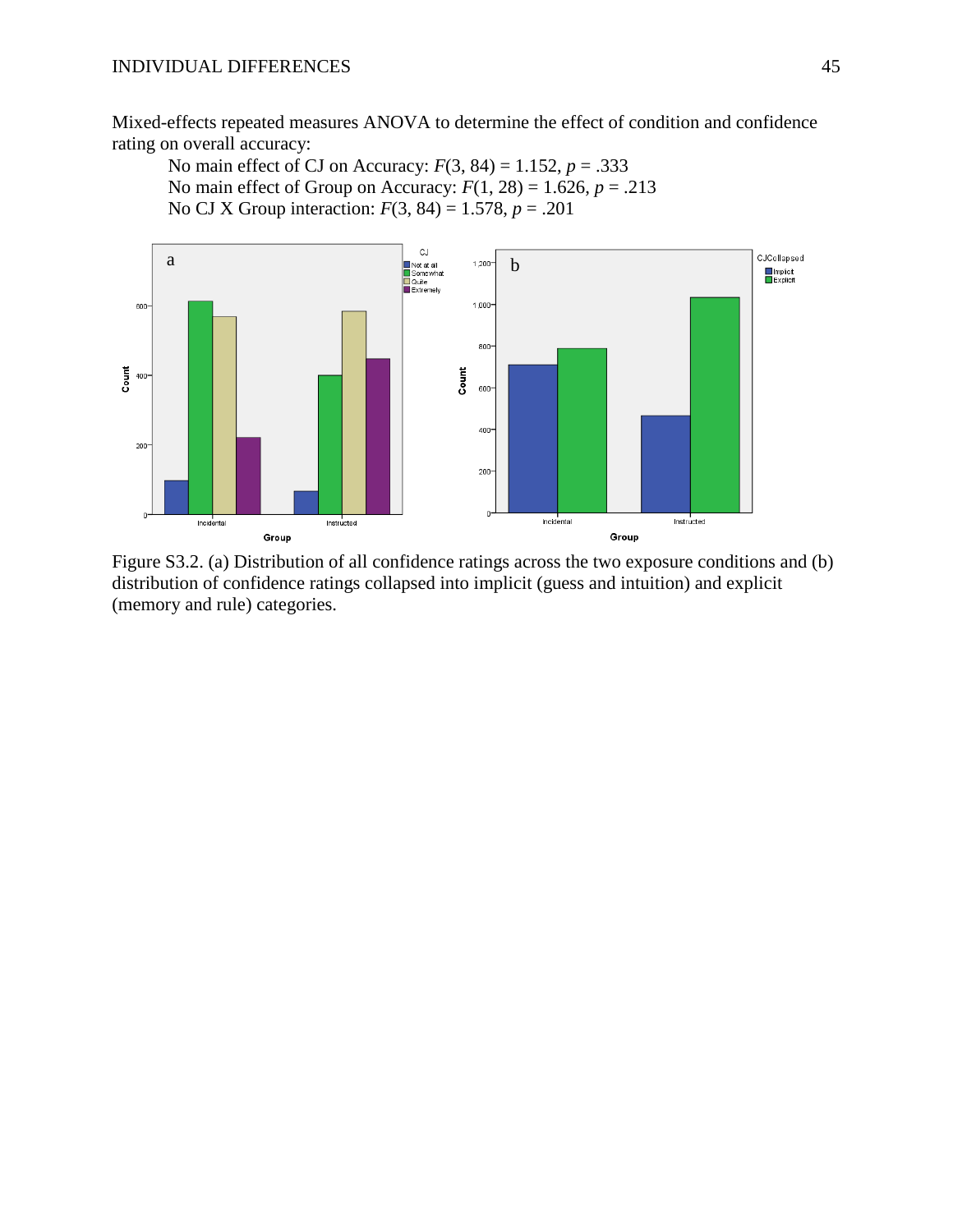Mixed-effects repeated measures ANOVA to determine the effect of condition and confidence rating on overall accuracy:

No main effect of CJ on Accuracy: $F(3, 84) = 1.152$, $p = .333$

No main effect of Group on Accuracy: $F(1, 28) = 1.626$, $p = .213$

No CJ X Group interaction: $F(3, 84) = 1.578$, $p = .201$

a

CJ
Not at all
Somewhat
Quite
Extremely

Count
0
200
400
600

Incidental
Instructed
Group

b

CJCollapsed
Implicit
Explicit

Count
0
200
400
600
800
1,000
1,200

Incidental
Instructed
Group

Figure S3.2. (a) Distribution of all confidence ratings across the two exposure conditions and (b) distribution of confidence ratings collapsed into implicit (guess and intuition) and explicit (memory and rule) categories.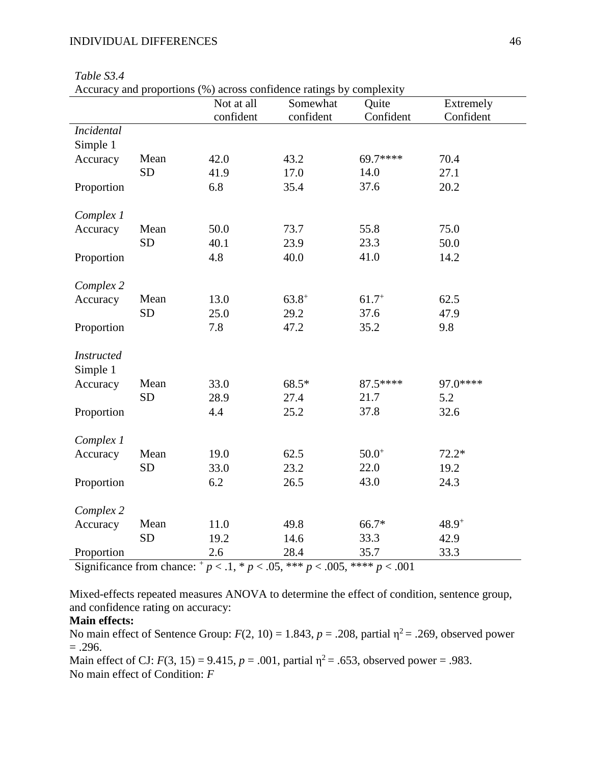*Table S3.4*

Accuracy and proportions (%) across confidence ratings by complexity

| | | Not at all confident | Somewhat confident | Quite Confident | Extremely Confident |
|---|---|---|---|---|---|
| *Incidental* | | | | | |
| Simple 1 | | | | | |
| Accuracy | Mean | 42.0 | 43.2 | 69.7**** | 70.4 |
| | SD | 41.9 | 17.0 | 14.0 | 27.1 |
| Proportion | | 6.8 | 35.4 | 37.6 | 20.2 |
| *Complex 1* | | | | | |
| Accuracy | Mean | 50.0 | 73.7 | 55.8 | 75.0 |
| | SD | 40.1 | 23.9 | 23.3 | 50.0 |
| Proportion | | 4.8 | 40.0 | 41.0 | 14.2 |
| *Complex 2* | | | | | |
| Accuracy | Mean | 13.0 | $63.8^{+}$ | $61.7^{+}$ | 62.5 |
| | SD | 25.0 | 29.2 | 37.6 | 47.9 |
| Proportion | | 7.8 | 47.2 | 35.2 | 9.8 |
| *Instructed* | | | | | |
| Simple 1 | | | | | |
| Accuracy | Mean | 33.0 | 68.5* | 87.5**** | 97.0**** |
| | SD | 28.9 | 27.4 | 21.7 | 5.2 |
| Proportion | | 4.4 | 25.2 | 37.8 | 32.6 |
| *Complex 1* | | | | | |
| Accuracy | Mean | 19.0 | 62.5 | $50.0^{+}$ | 72.2* |
| | SD | 33.0 | 23.2 | 22.0 | 19.2 |
| Proportion | | 6.2 | 26.5 | 43.0 | 24.3 |
| *Complex 2* | | | | | |
| Accuracy | Mean | 11.0 | 49.8 | 66.7* | $48.9^{+}$ |
| | SD | 19.2 | 14.6 | 33.3 | 42.9 |
| Proportion | | 2.6 | 28.4 | 35.7 | 33.3 |

Significance from chance: $^{+}$ $p < .1$, * $p < .05$, *** $p < .005$, **** $p < .001$

Mixed-effects repeated measures ANOVA to determine the effect of condition, sentence group, and confidence rating on accuracy:

**Main effects:**

No main effect of Sentence Group: $F(2, 10) = 1.843$, $p = .208$, partial $\eta^2 = .269$, observed power $= .296$.

Main effect of CJ: $F(3, 15) = 9.415$, $p = .001$, partial $\eta^2 = .653$, observed power = .983.

No main effect of Condition: *F*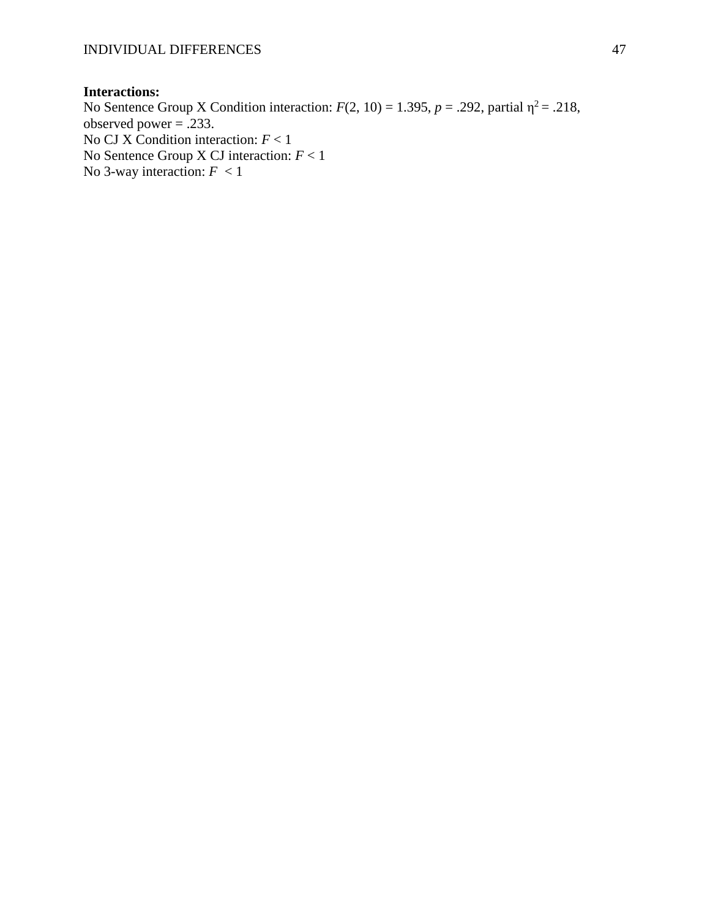**Interactions:**

No Sentence Group X Condition interaction: $F(2, 10) = 1.395$, $p = .292$, partial $\eta^2 = .218$, observed power = .233.
No CJ X Condition interaction: $F < 1$
No Sentence Group X CJ interaction: $F < 1$
No 3-way interaction: $F < 1$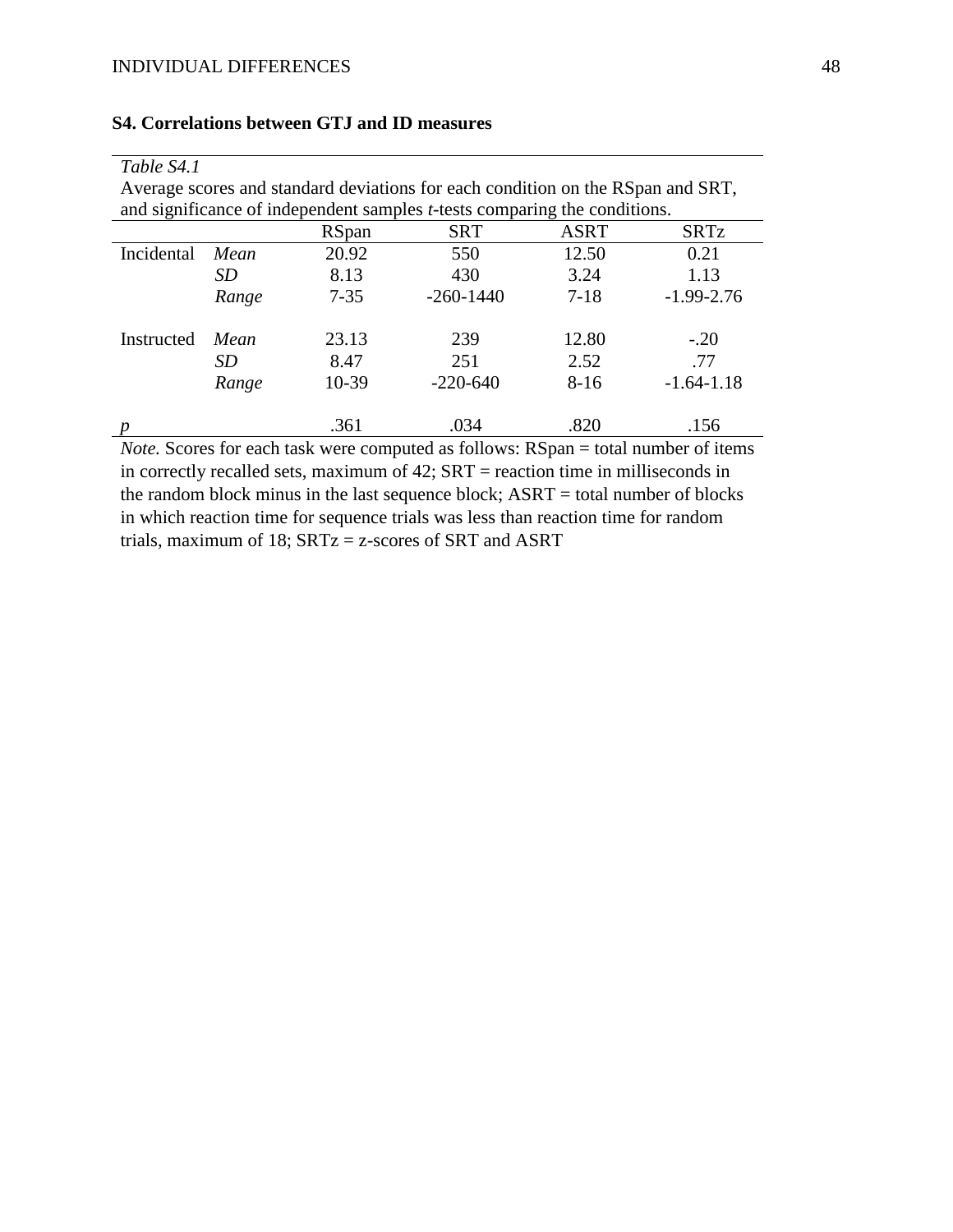**S4. Correlations between GTJ and ID measures**

*Table S4.1*
Average scores and standard deviations for each condition on the RSpan and SRT, and significance of independent samples *t*-tests comparing the conditions.

| | | RSpan | SRT | ASRT | SRTz |
|---|---|---|---|---|---|
| Incidental | *Mean* | 20.92 | 550 | 12.50 | 0.21 |
| | *SD* | 8.13 | 430 | 3.24 | 1.13 |
| | *Range* | 7-35 | -260-1440 | 7-18 | -1.99-2.76 |
| Instructed | *Mean* | 23.13 | 239 | 12.80 | -.20 |
| | *SD* | 8.47 | 251 | 2.52 | .77 |
| | *Range* | 10-39 | -220-640 | 8-16 | -1.64-1.18 |
| *p* | | .361 | .034 | .820 | .156 |

*Note.* Scores for each task were computed as follows: RSpan = total number of items in correctly recalled sets, maximum of 42; SRT = reaction time in milliseconds in the random block minus in the last sequence block; ASRT = total number of blocks in which reaction time for sequence trials was less than reaction time for random trials, maximum of 18; SRTz = z-scores of SRT and ASRT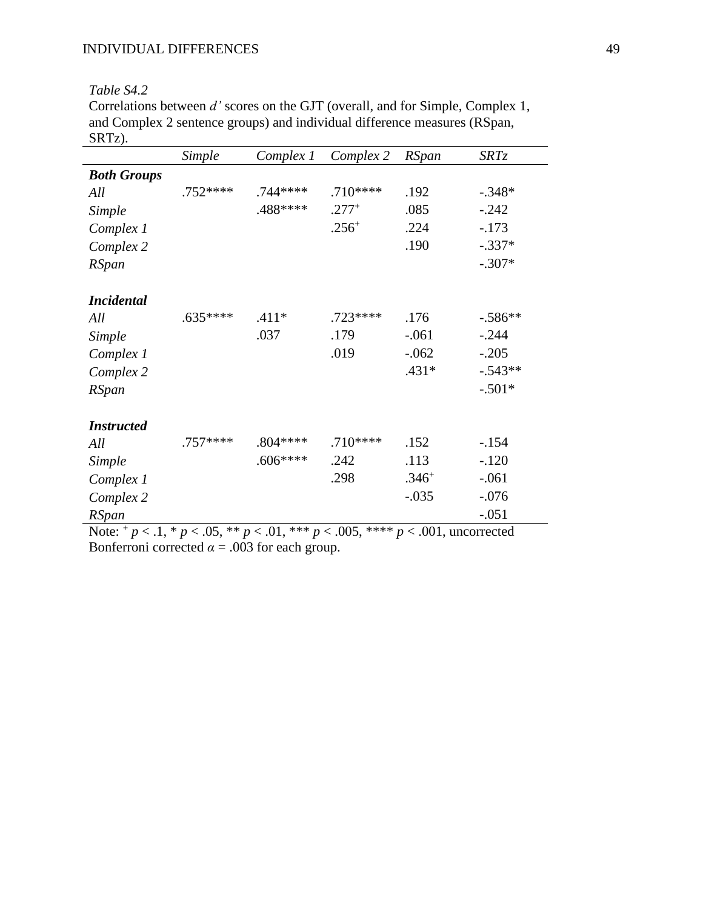*Table S4.2*

Correlations between *d'* scores on the GJT (overall, and for Simple, Complex 1, and Complex 2 sentence groups) and individual difference measures (RSpan, SRTz).

| | *Simple* | *Complex 1* | *Complex 2* | *RSpan* | *SRTz* |
|---|---|---|---|---|---|
| ***Both Groups*** | | | | | |
| *All* | .752**** | .744**** | .710**** | .192 | -.348* |
| *Simple* | | .488**** | .277⁺ | .085 | -.242 |
| *Complex 1* | | | .256⁺ | .224 | -.173 |
| *Complex 2* | | | | .190 | -.337* |
| *RSpan* | | | | | -.307* |
| | | | | | |
| ***Incidental*** | | | | | |
| *All* | .635**** | .411* | .723**** | .176 | -.586** |
| *Simple* | | .037 | .179 | -.061 | -.244 |
| *Complex 1* | | | .019 | -.062 | -.205 |
| *Complex 2* | | | | .431* | -.543** |
| *RSpan* | | | | | -.501* |
| | | | | | |
| ***Instructed*** | | | | | |
| *All* | .757**** | .804**** | .710**** | .152 | -.154 |
| *Simple* | | .606**** | .242 | .113 | -.120 |
| *Complex 1* | | | .298 | .346⁺ | -.061 |
| *Complex 2* | | | | -.035 | -.076 |
| *RSpan* | | | | | -.051 |

Note: ⁺ $p < .1$, * $p < .05$, ** $p < .01$, *** $p < .005$, **** $p < .001$, uncorrected Bonferroni corrected $\alpha = .003$ for each group.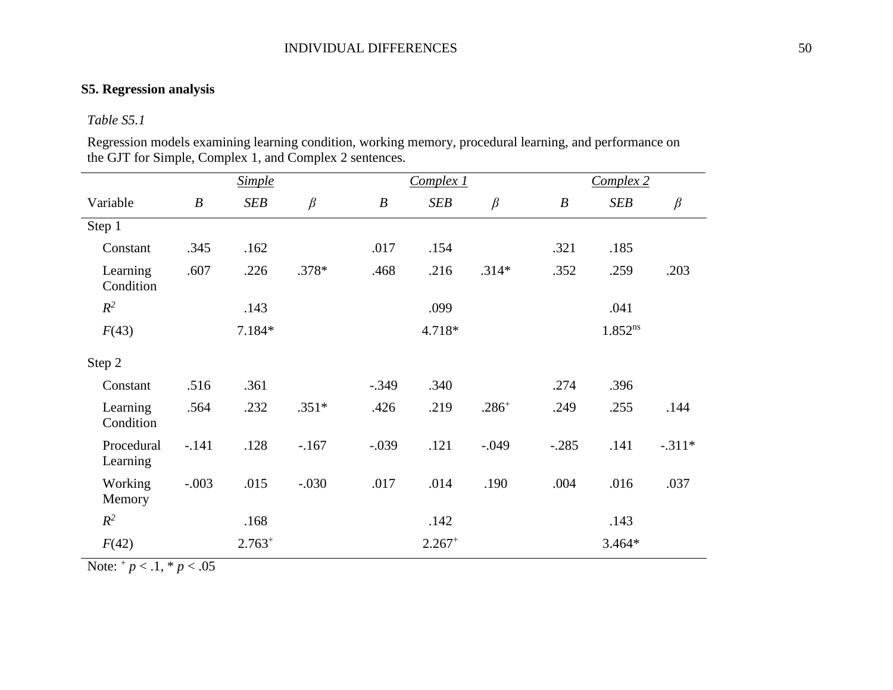## S5. Regression analysis

*Table S5.1*

Regression models examining learning condition, working memory, procedural learning, and performance on the GJT for Simple, Complex 1, and Complex 2 sentences.

| | *Simple* | | | *Complex 1* | | | *Complex 2* | | |
|---|---|---|---|---|---|---|---|---|---|
| Variable | *B* | *SEB* | *β* | *B* | *SEB* | *β* | *B* | *SEB* | *β* |
| Step 1 | | | | | | | | | |
| Constant | .345 | .162 | | .017 | .154 | | .321 | .185 | |
| Learning Condition | .607 | .226 | .378* | .468 | .216 | .314* | .352 | .259 | .203 |
| $R^2$ | | .143 | | | .099 | | | .041 | |
| *F*(43) | | 7.184* | | | 4.718* | | | $1.852^{ns}$ | |
| Step 2 | | | | | | | | | |
| Constant | .516 | .361 | | -.349 | .340 | | .274 | .396 | |
| Learning Condition | .564 | .232 | .351* | .426 | .219 | $.286^{+}$ | .249 | .255 | .144 |
| Procedural Learning | -.141 | .128 | -.167 | -.039 | .121 | -.049 | -.285 | .141 | -.311* |
| Working Memory | -.003 | .015 | -.030 | .017 | .014 | .190 | .004 | .016 | .037 |
| $R^2$ | | .168 | | | .142 | | | .143 | |
| *F*(42) | | $2.763^{+}$ | | | $2.267^{+}$ | | | 3.464* | |

Note: $^{+}$ $p < .1$, * $p < .05$